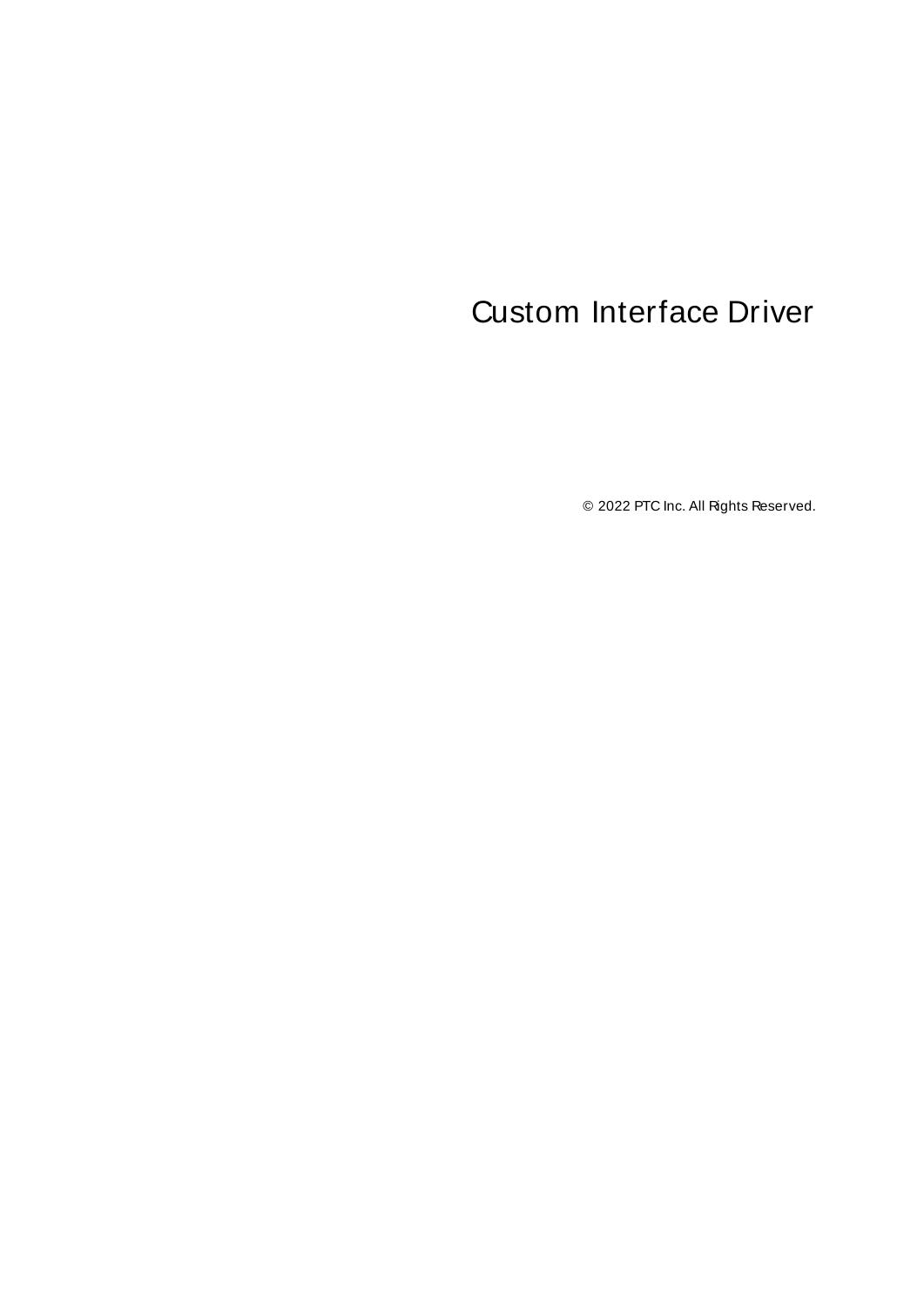# Custom Interface Driver

© 2022 PTC Inc. All Rights Reserved.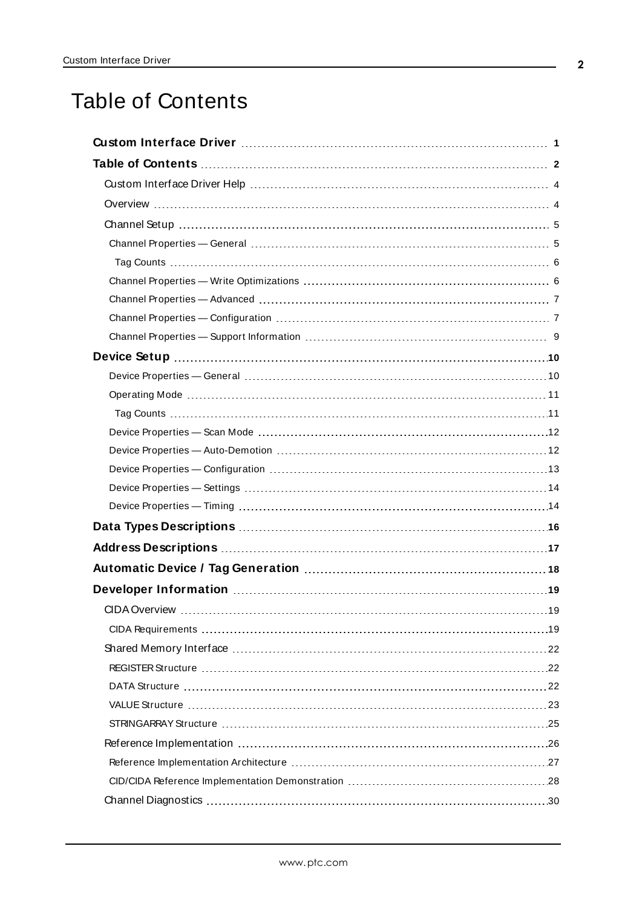# Table of Contents

**Custom Interface Driver** ... 1

**Table of Contents** ... 2

- Custom Interface Driver Help ... 4
- Overview ... 4
- Channel Setup ... 5
  - Channel Properties — General ... 5
    - Tag Counts ... 6
  - Channel Properties — Write Optimizations ... 6
  - Channel Properties — Advanced ... 7
  - Channel Properties — Configuration ... 7
  - Channel Properties — Support Information ... 9

**Device Setup** ... 10

- Device Properties — General ... 10
- Operating Mode ... 11
  - Tag Counts ... 11
- Device Properties — Scan Mode ... 12
- Device Properties — Auto-Demotion ... 12
- Device Properties — Configuration ... 13
- Device Properties — Settings ... 14
- Device Properties — Timing ... 14

**Data Types Descriptions** ... 16

**Address Descriptions** ... 17

**Automatic Device / Tag Generation** ... 18

**Developer Information** ... 19

- CIDA Overview ... 19
  - CIDA Requirements ... 19
- Shared Memory Interface ... 22
  - REGISTER Structure ... 22
  - DATA Structure ... 22
  - VALUE Structure ... 23
  - STRINGARRAY Structure ... 25
- Reference Implementation ... 26
  - Reference Implementation Architecture ... 27
  - CID/CIDA Reference Implementation Demonstration ... 28
- Channel Diagnostics ... 30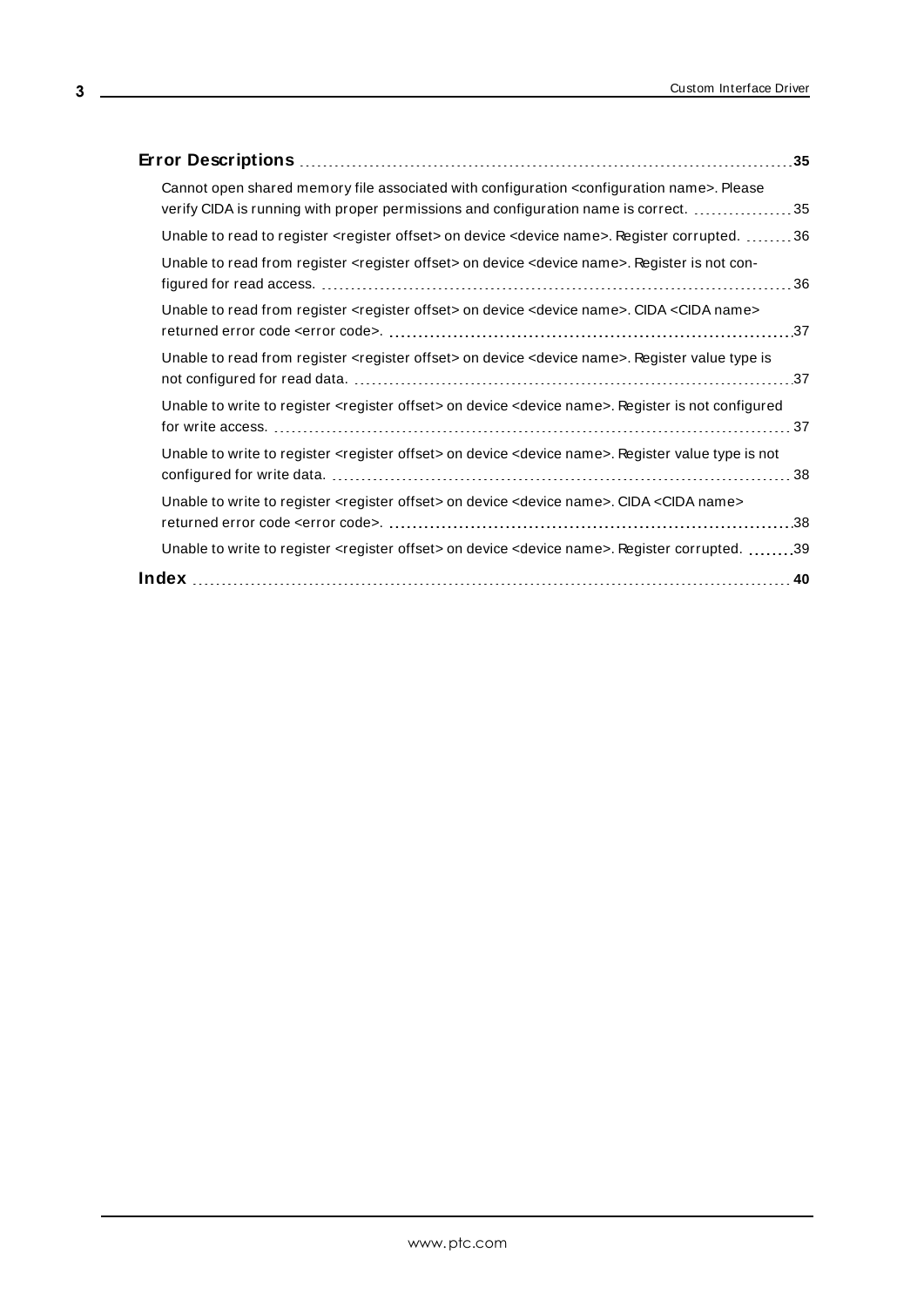**Error Descriptions** 35

Cannot open shared memory file associated with configuration <configuration name>. Please verify CIDA is running with proper permissions and configuration name is correct. 35

Unable to read to register <register offset> on device <device name>. Register corrupted. 36

Unable to read from register <register offset> on device <device name>. Register is not configured for read access. 36

Unable to read from register <register offset> on device <device name>. CIDA <CIDA name> returned error code <error code>. 37

Unable to read from register <register offset> on device <device name>. Register value type is not configured for read data. 37

Unable to write to register <register offset> on device <device name>. Register is not configured for write access. 37

Unable to write to register <register offset> on device <device name>. Register value type is not configured for write data. 38

Unable to write to register <register offset> on device <device name>. CIDA <CIDA name> returned error code <error code>. 38

Unable to write to register <register offset> on device <device name>. Register corrupted. 39

**Index** 40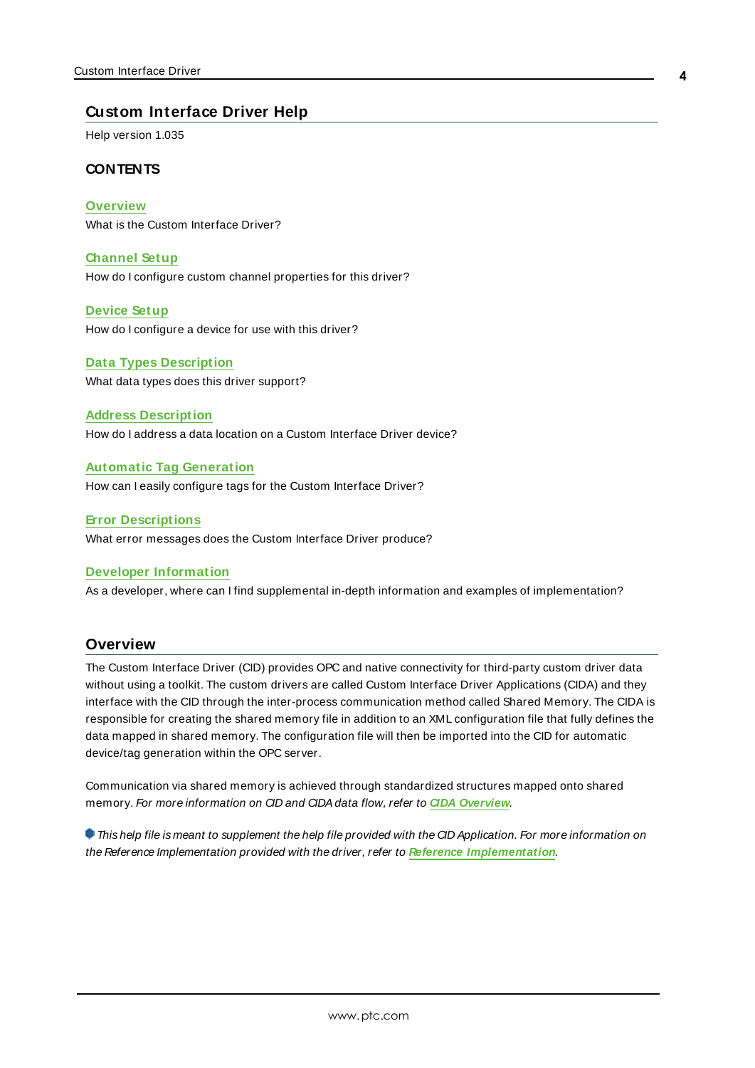# Custom Interface Driver Help

Help version 1.035

**CONTENTS**

**Overview**
What is the Custom Interface Driver?

**Channel Setup**
How do I configure custom channel properties for this driver?

**Device Setup**
How do I configure a device for use with this driver?

**Data Types Description**
What data types does this driver support?

**Address Description**
How do I address a data location on a Custom Interface Driver device?

**Automatic Tag Generation**
How can I easily configure tags for the Custom Interface Driver?

**Error Descriptions**
What error messages does the Custom Interface Driver produce?

**Developer Information**
As a developer, where can I find supplemental in-depth information and examples of implementation?

## Overview

The Custom Interface Driver (CID) provides OPC and native connectivity for third-party custom driver data without using a toolkit. The custom drivers are called Custom Interface Driver Applications (CIDA) and they interface with the CID through the inter-process communication method called Shared Memory. The CIDA is responsible for creating the shared memory file in addition to an XML configuration file that fully defines the data mapped in shared memory. The configuration file will then be imported into the CID for automatic device/tag generation within the OPC server.

Communication via shared memory is achieved through standardized structures mapped onto shared memory. *For more information on CID and CIDA data flow, refer to* ***CIDA Overview****.*

*This help file is meant to supplement the help file provided with the CID Application. For more information on the Reference Implementation provided with the driver, refer to* ***Reference Implementation****.*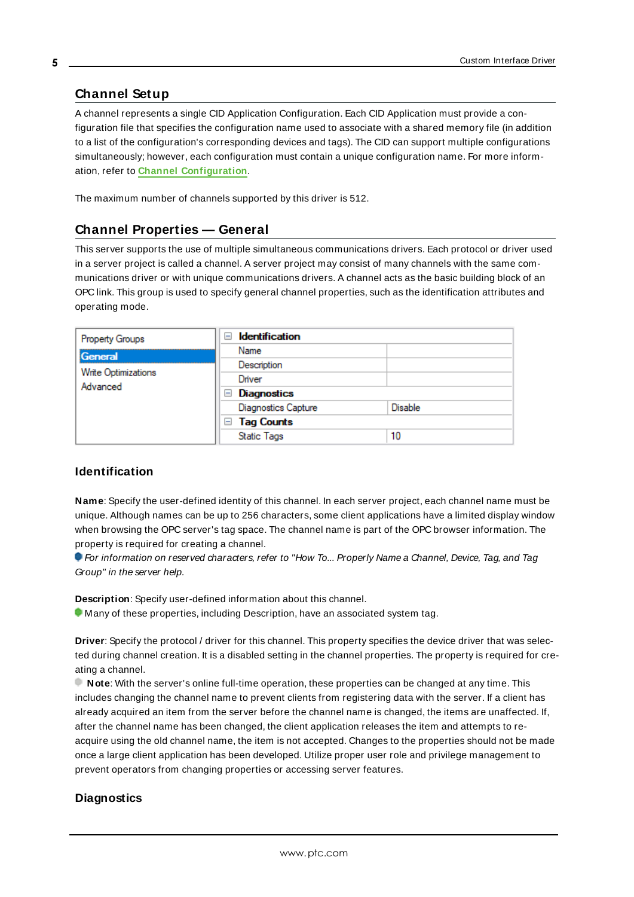## Channel Setup

A channel represents a single CID Application Configuration. Each CID Application must provide a configuration file that specifies the configuration name used to associate with a shared memory file (in addition to a list of the configuration's corresponding devices and tags). The CID can support multiple configurations simultaneously; however, each configuration must contain a unique configuration name. For more information, refer to **Channel Configuration**.

The maximum number of channels supported by this driver is 512.

## Channel Properties — General

This server supports the use of multiple simultaneous communications drivers. Each protocol or driver used in a server project is called a channel. A server project may consist of many channels with the same communications driver or with unique communications drivers. A channel acts as the basic building block of an OPC link. This group is used to specify general channel properties, such as the identification attributes and operating mode.

| Property Groups | Property | Value |
|---|---|---|
| General | **Identification** | |
| Write Optimizations | Name | |
| Advanced | Description | |
| | Driver | |
| | **Diagnostics** | |
| | Diagnostics Capture | Disable |
| | **Tag Counts** | |
| | Static Tags | 10 |

### Identification

**Name**: Specify the user-defined identity of this channel. In each server project, each channel name must be unique. Although names can be up to 256 characters, some client applications have a limited display window when browsing the OPC server's tag space. The channel name is part of the OPC browser information. The property is required for creating a channel.

*For information on reserved characters, refer to "How To... Properly Name a Channel, Device, Tag, and Tag Group" in the server help.*

**Description**: Specify user-defined information about this channel.

Many of these properties, including Description, have an associated system tag.

**Driver**: Specify the protocol / driver for this channel. This property specifies the device driver that was selected during channel creation. It is a disabled setting in the channel properties. The property is required for creating a channel.

**Note**: With the server's online full-time operation, these properties can be changed at any time. This includes changing the channel name to prevent clients from registering data with the server. If a client has already acquired an item from the server before the channel name is changed, the items are unaffected. If, after the channel name has been changed, the client application releases the item and attempts to re-acquire using the old channel name, the item is not accepted. Changes to the properties should not be made once a large client application has been developed. Utilize proper user role and privilege management to prevent operators from changing properties or accessing server features.

### Diagnostics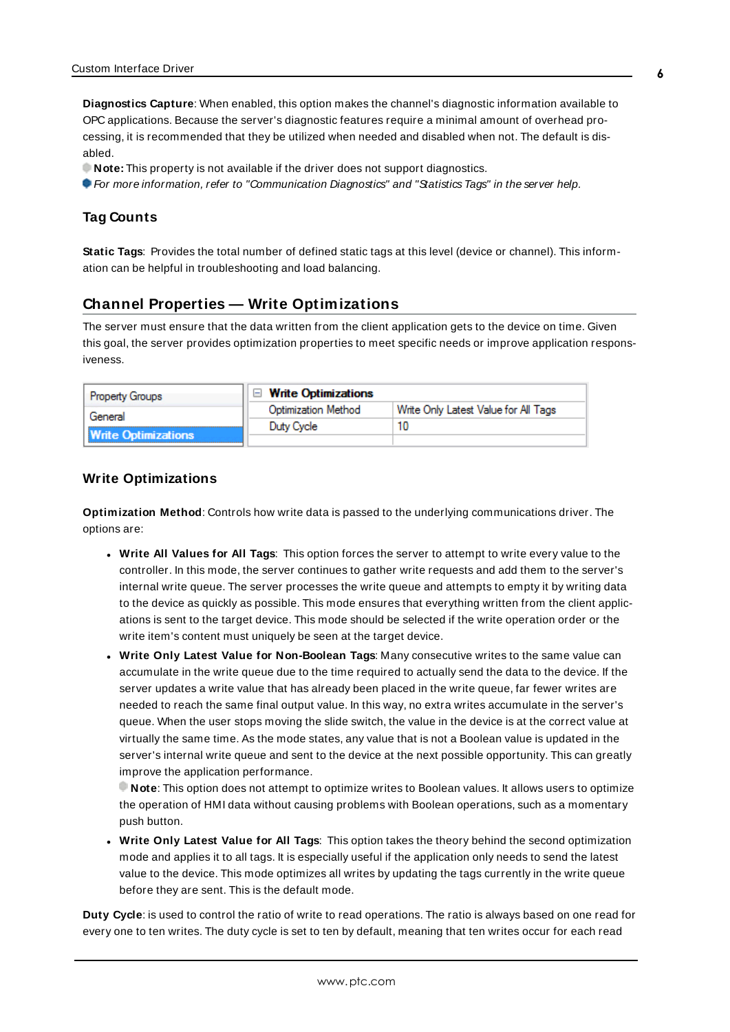**Diagnostics Capture**: When enabled, this option makes the channel's diagnostic information available to OPC applications. Because the server's diagnostic features require a minimal amount of overhead processing, it is recommended that they be utilized when needed and disabled when not. The default is disabled.

**Note:** This property is not available if the driver does not support diagnostics.

*For more information, refer to "Communication Diagnostics" and "Statistics Tags" in the server help.*

### Tag Counts

**Static Tags**: Provides the total number of defined static tags at this level (device or channel). This information can be helpful in troubleshooting and load balancing.

## Channel Properties — Write Optimizations

The server must ensure that the data written from the client application gets to the device on time. Given this goal, the server provides optimization properties to meet specific needs or improve application responsiveness.

| Property Groups | Write Optimizations | |
|---|---|---|
| General | Optimization Method | Write Only Latest Value for All Tags |
| **Write Optimizations** | Duty Cycle | 10 |

### Write Optimizations

**Optimization Method**: Controls how write data is passed to the underlying communications driver. The options are:

- **Write All Values for All Tags**: This option forces the server to attempt to write every value to the controller. In this mode, the server continues to gather write requests and add them to the server's internal write queue. The server processes the write queue and attempts to empty it by writing data to the device as quickly as possible. This mode ensures that everything written from the client applications is sent to the target device. This mode should be selected if the write operation order or the write item's content must uniquely be seen at the target device.
- **Write Only Latest Value for Non-Boolean Tags**: Many consecutive writes to the same value can accumulate in the write queue due to the time required to actually send the data to the device. If the server updates a write value that has already been placed in the write queue, far fewer writes are needed to reach the same final output value. In this way, no extra writes accumulate in the server's queue. When the user stops moving the slide switch, the value in the device is at the correct value at virtually the same time. As the mode states, any value that is not a Boolean value is updated in the server's internal write queue and sent to the device at the next possible opportunity. This can greatly improve the application performance.

  **Note**: This option does not attempt to optimize writes to Boolean values. It allows users to optimize the operation of HMI data without causing problems with Boolean operations, such as a momentary push button.
- **Write Only Latest Value for All Tags**: This option takes the theory behind the second optimization mode and applies it to all tags. It is especially useful if the application only needs to send the latest value to the device. This mode optimizes all writes by updating the tags currently in the write queue before they are sent. This is the default mode.

**Duty Cycle**: is used to control the ratio of write to read operations. The ratio is always based on one read for every one to ten writes. The duty cycle is set to ten by default, meaning that ten writes occur for each read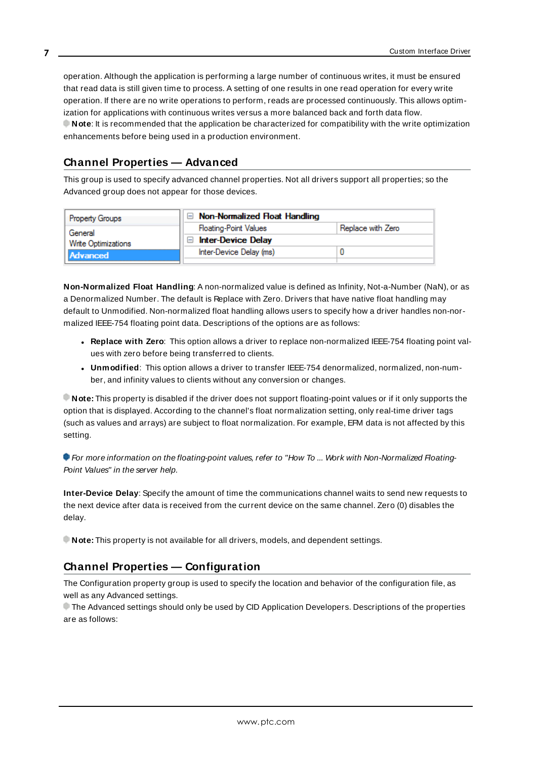operation. Although the application is performing a large number of continuous writes, it must be ensured that read data is still given time to process. A setting of one results in one read operation for every write operation. If there are no write operations to perform, reads are processed continuously. This allows optimization for applications with continuous writes versus a more balanced back and forth data flow.

**Note**: It is recommended that the application be characterized for compatibility with the write optimization enhancements before being used in a production environment.

## Channel Properties — Advanced

This group is used to specify advanced channel properties. Not all drivers support all properties; so the Advanced group does not appear for those devices.

| Property Groups | Property | Value |
|---|---|---|
| General | **Non-Normalized Float Handling** | |
| Write Optimizations | Floating-Point Values | Replace with Zero |
| **Advanced** | **Inter-Device Delay** | |
| | Inter-Device Delay (ms) | 0 |

**Non-Normalized Float Handling**: A non-normalized value is defined as Infinity, Not-a-Number (NaN), or as a Denormalized Number. The default is Replace with Zero. Drivers that have native float handling may default to Unmodified. Non-normalized float handling allows users to specify how a driver handles non-normalized IEEE-754 floating point data. Descriptions of the options are as follows:

- **Replace with Zero**: This option allows a driver to replace non-normalized IEEE-754 floating point values with zero before being transferred to clients.
- **Unmodified**: This option allows a driver to transfer IEEE-754 denormalized, normalized, non-number, and infinity values to clients without any conversion or changes.

**Note:** This property is disabled if the driver does not support floating-point values or if it only supports the option that is displayed. According to the channel's float normalization setting, only real-time driver tags (such as values and arrays) are subject to float normalization. For example, EFM data is not affected by this setting.

*For more information on the floating-point values, refer to "How To ... Work with Non-Normalized Floating-Point Values" in the server help.*

**Inter-Device Delay**: Specify the amount of time the communications channel waits to send new requests to the next device after data is received from the current device on the same channel. Zero (0) disables the delay.

**Note:** This property is not available for all drivers, models, and dependent settings.

## Channel Properties — Configuration

The Configuration property group is used to specify the location and behavior of the configuration file, as well as any Advanced settings.

The Advanced settings should only be used by CID Application Developers. Descriptions of the properties are as follows: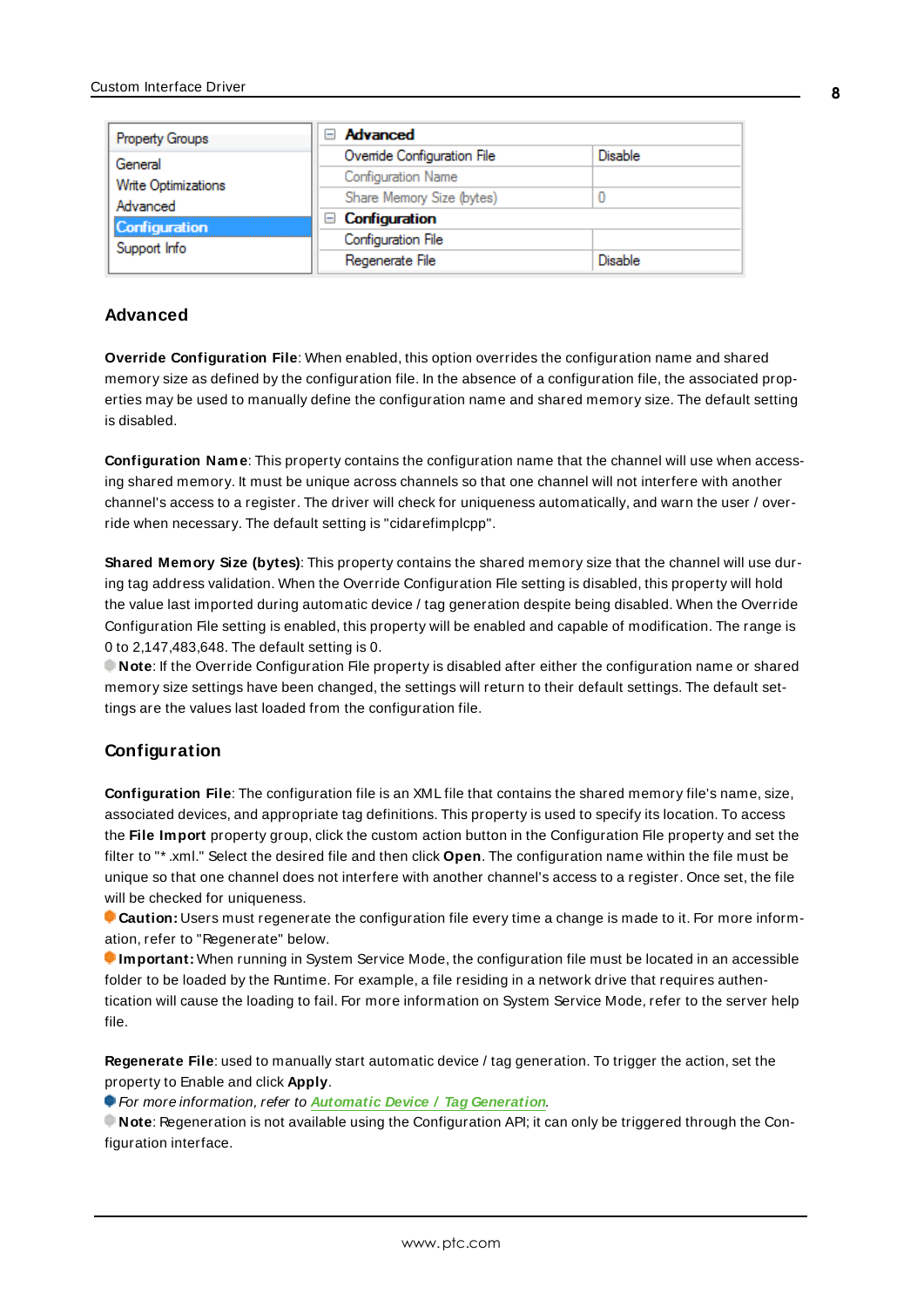| Property Groups | | |
|---|---|---|
| General | **Advanced** | |
| Write Optimizations | Override Configuration File | Disable |
| Advanced | Configuration Name | |
| **Configuration** | Share Memory Size (bytes) | 0 |
| Support Info | **Configuration** | |
| | Configuration File | |
| | Regenerate File | Disable |

## Advanced

**Override Configuration File**: When enabled, this option overrides the configuration name and shared memory size as defined by the configuration file. In the absence of a configuration file, the associated properties may be used to manually define the configuration name and shared memory size. The default setting is disabled.

**Configuration Name**: This property contains the configuration name that the channel will use when accessing shared memory. It must be unique across channels so that one channel will not interfere with another channel's access to a register. The driver will check for uniqueness automatically, and warn the user / override when necessary. The default setting is "cidarefimplcpp".

**Shared Memory Size (bytes)**: This property contains the shared memory size that the channel will use during tag address validation. When the Override Configuration File setting is disabled, this property will hold the value last imported during automatic device / tag generation despite being disabled. When the Override Configuration File setting is enabled, this property will be enabled and capable of modification. The range is 0 to 2,147,483,648. The default setting is 0.

**Note**: If the Override Configuration File property is disabled after either the configuration name or shared memory size settings have been changed, the settings will return to their default settings. The default settings are the values last loaded from the configuration file.

## Configuration

**Configuration File**: The configuration file is an XML file that contains the shared memory file's name, size, associated devices, and appropriate tag definitions. This property is used to specify its location. To access the **File Import** property group, click the custom action button in the Configuration File property and set the filter to "*.xml." Select the desired file and then click **Open**. The configuration name within the file must be unique so that one channel does not interfere with another channel's access to a register. Once set, the file will be checked for uniqueness.

**Caution:** Users must regenerate the configuration file every time a change is made to it. For more information, refer to "Regenerate" below.

**Important:** When running in System Service Mode, the configuration file must be located in an accessible folder to be loaded by the Runtime. For example, a file residing in a network drive that requires authentication will cause the loading to fail. For more information on System Service Mode, refer to the server help file.

**Regenerate File**: used to manually start automatic device / tag generation. To trigger the action, set the property to Enable and click **Apply**.

*For more information, refer to* ***Automatic Device / Tag Generation****.*

**Note**: Regeneration is not available using the Configuration API; it can only be triggered through the Configuration interface.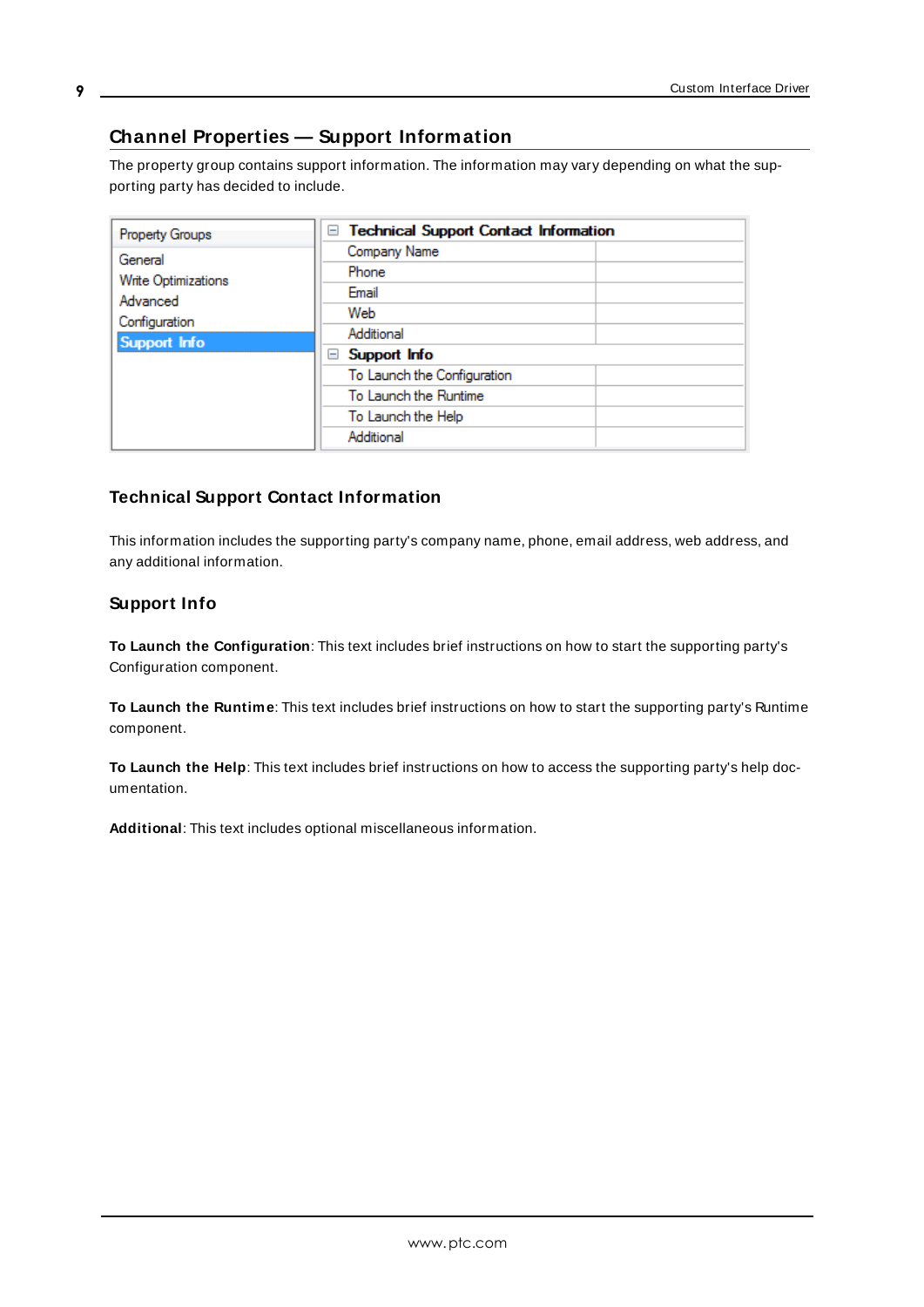## Channel Properties — Support Information

The property group contains support information. The information may vary depending on what the supporting party has decided to include.

| Property Groups | Technical Support Contact Information | |
|---|---|---|
| General | Company Name | |
| Write Optimizations | Phone | |
| Advanced | Email | |
| Configuration | Web | |
| **Support Info** | Additional | |
| | **Support Info** | |
| | To Launch the Configuration | |
| | To Launch the Runtime | |
| | To Launch the Help | |
| | Additional | |

### Technical Support Contact Information

This information includes the supporting party's company name, phone, email address, web address, and any additional information.

### Support Info

**To Launch the Configuration**: This text includes brief instructions on how to start the supporting party's Configuration component.

**To Launch the Runtime**: This text includes brief instructions on how to start the supporting party's Runtime component.

**To Launch the Help**: This text includes brief instructions on how to access the supporting party's help documentation.

**Additional**: This text includes optional miscellaneous information.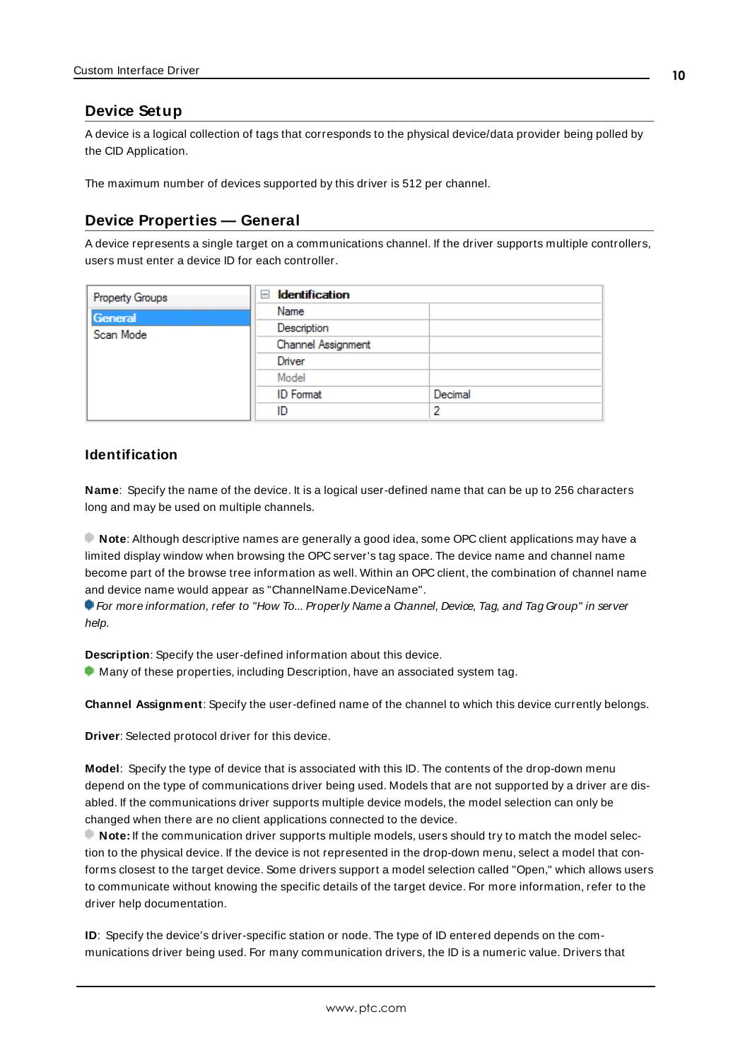## Device Setup

A device is a logical collection of tags that corresponds to the physical device/data provider being polled by the CID Application.

The maximum number of devices supported by this driver is 512 per channel.

## Device Properties — General

A device represents a single target on a communications channel. If the driver supports multiple controllers, users must enter a device ID for each controller.

| Property Groups | Identification | |
|---|---|---|
| General | Name | |
| Scan Mode | Description | |
| | Channel Assignment | |
| | Driver | |
| | Model | |
| | ID Format | Decimal |
| | ID | 2 |

### Identification

**Name**: Specify the name of the device. It is a logical user-defined name that can be up to 256 characters long and may be used on multiple channels.

**Note**: Although descriptive names are generally a good idea, some OPC client applications may have a limited display window when browsing the OPC server's tag space. The device name and channel name become part of the browse tree information as well. Within an OPC client, the combination of channel name and device name would appear as "ChannelName.DeviceName".

*For more information, refer to "How To... Properly Name a Channel, Device, Tag, and Tag Group" in server help.*

**Description**: Specify the user-defined information about this device.

Many of these properties, including Description, have an associated system tag.

**Channel Assignment**: Specify the user-defined name of the channel to which this device currently belongs.

**Driver**: Selected protocol driver for this device.

**Model**: Specify the type of device that is associated with this ID. The contents of the drop-down menu depend on the type of communications driver being used. Models that are not supported by a driver are disabled. If the communications driver supports multiple device models, the model selection can only be changed when there are no client applications connected to the device.

**Note:** If the communication driver supports multiple models, users should try to match the model selection to the physical device. If the device is not represented in the drop-down menu, select a model that conforms closest to the target device. Some drivers support a model selection called "Open," which allows users to communicate without knowing the specific details of the target device. For more information, refer to the driver help documentation.

**ID**: Specify the device's driver-specific station or node. The type of ID entered depends on the communications driver being used. For many communication drivers, the ID is a numeric value. Drivers that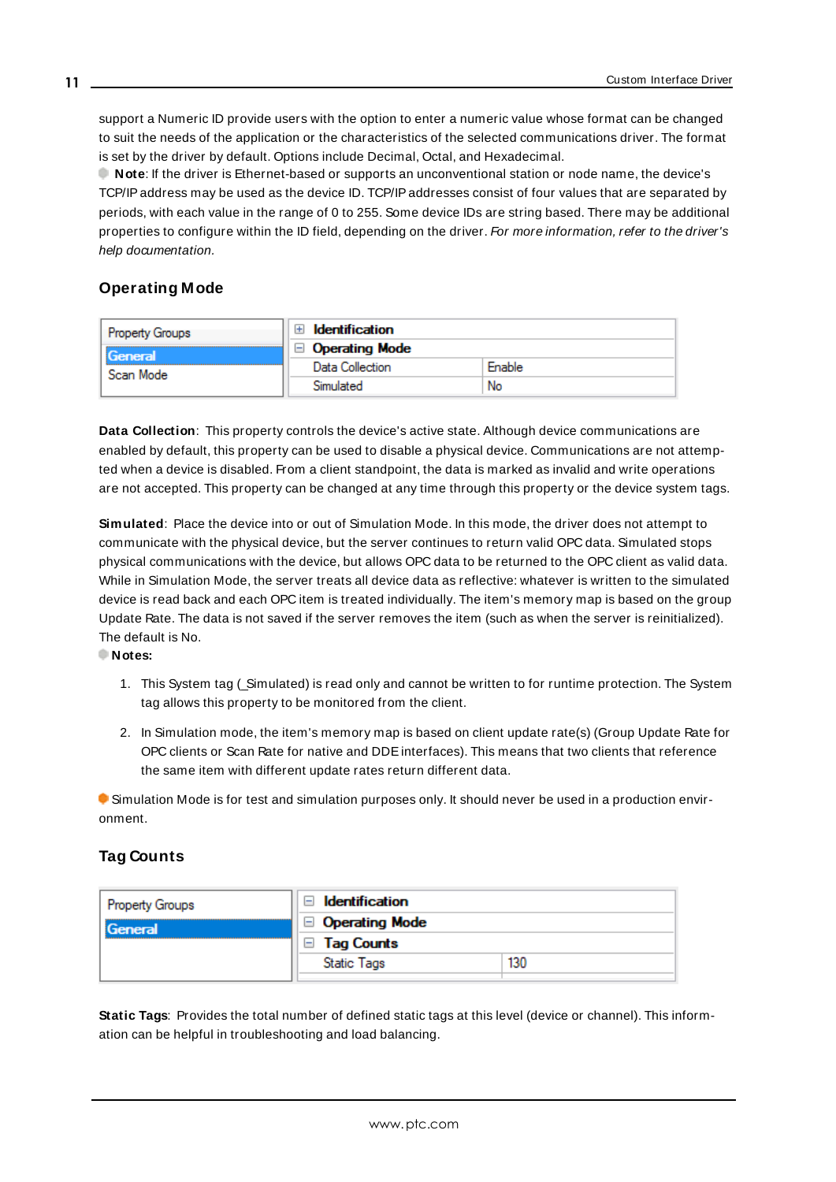support a Numeric ID provide users with the option to enter a numeric value whose format can be changed to suit the needs of the application or the characteristics of the selected communications driver. The format is set by the driver by default. Options include Decimal, Octal, and Hexadecimal.

**Note**: If the driver is Ethernet-based or supports an unconventional station or node name, the device's TCP/IP address may be used as the device ID. TCP/IP addresses consist of four values that are separated by periods, with each value in the range of 0 to 255. Some device IDs are string based. There may be additional properties to configure within the ID field, depending on the driver. *For more information, refer to the driver's help documentation.*

## Operating Mode

| Property Groups | | |
|---|---|---|
| General | ⊞ **Identification** | |
| Scan Mode | ⊟ **Operating Mode** | |
| | Data Collection | Enable |
| | Simulated | No |

**Data Collection**: This property controls the device's active state. Although device communications are enabled by default, this property can be used to disable a physical device. Communications are not attempted when a device is disabled. From a client standpoint, the data is marked as invalid and write operations are not accepted. This property can be changed at any time through this property or the device system tags.

**Simulated**: Place the device into or out of Simulation Mode. In this mode, the driver does not attempt to communicate with the physical device, but the server continues to return valid OPC data. Simulated stops physical communications with the device, but allows OPC data to be returned to the OPC client as valid data. While in Simulation Mode, the server treats all device data as reflective: whatever is written to the simulated device is read back and each OPC item is treated individually. The item's memory map is based on the group Update Rate. The data is not saved if the server removes the item (such as when the server is reinitialized). The default is No.

**Notes:**

1. This System tag (_Simulated) is read only and cannot be written to for runtime protection. The System tag allows this property to be monitored from the client.

2. In Simulation mode, the item's memory map is based on client update rate(s) (Group Update Rate for OPC clients or Scan Rate for native and DDE interfaces). This means that two clients that reference the same item with different update rates return different data.

Simulation Mode is for test and simulation purposes only. It should never be used in a production environment.

## Tag Counts

| Property Groups | | |
|---|---|---|
| General | ⊟ **Identification** | |
| | ⊟ **Operating Mode** | |
| | ⊟ **Tag Counts** | |
| | Static Tags | 130 |

**Static Tags**: Provides the total number of defined static tags at this level (device or channel). This information can be helpful in troubleshooting and load balancing.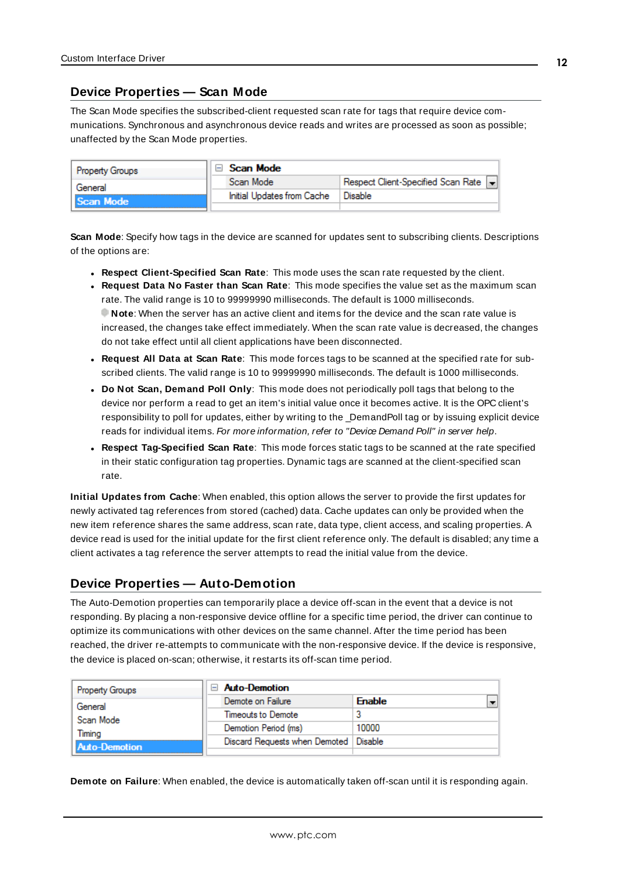## Device Properties — Scan Mode

The Scan Mode specifies the subscribed-client requested scan rate for tags that require device communications. Synchronous and asynchronous device reads and writes are processed as soon as possible; unaffected by the Scan Mode properties.

| Property Groups | Scan Mode | |
|---|---|---|
| General | Scan Mode | Respect Client-Specified Scan Rate |
| Scan Mode | Initial Updates from Cache | Disable |

**Scan Mode**: Specify how tags in the device are scanned for updates sent to subscribing clients. Descriptions of the options are:

- **Respect Client-Specified Scan Rate**: This mode uses the scan rate requested by the client.
- **Request Data No Faster than Scan Rate**: This mode specifies the value set as the maximum scan rate. The valid range is 10 to 99999990 milliseconds. The default is 1000 milliseconds.
  **Note**: When the server has an active client and items for the device and the scan rate value is increased, the changes take effect immediately. When the scan rate value is decreased, the changes do not take effect until all client applications have been disconnected.
- **Request All Data at Scan Rate**: This mode forces tags to be scanned at the specified rate for subscribed clients. The valid range is 10 to 99999990 milliseconds. The default is 1000 milliseconds.
- **Do Not Scan, Demand Poll Only**: This mode does not periodically poll tags that belong to the device nor perform a read to get an item's initial value once it becomes active. It is the OPC client's responsibility to poll for updates, either by writing to the _DemandPoll tag or by issuing explicit device reads for individual items. *For more information, refer to "Device Demand Poll" in server help*.
- **Respect Tag-Specified Scan Rate**: This mode forces static tags to be scanned at the rate specified in their static configuration tag properties. Dynamic tags are scanned at the client-specified scan rate.

**Initial Updates from Cache**: When enabled, this option allows the server to provide the first updates for newly activated tag references from stored (cached) data. Cache updates can only be provided when the new item reference shares the same address, scan rate, data type, client access, and scaling properties. A device read is used for the initial update for the first client reference only. The default is disabled; any time a client activates a tag reference the server attempts to read the initial value from the device.

## Device Properties — Auto-Demotion

The Auto-Demotion properties can temporarily place a device off-scan in the event that a device is not responding. By placing a non-responsive device offline for a specific time period, the driver can continue to optimize its communications with other devices on the same channel. After the time period has been reached, the driver re-attempts to communicate with the non-responsive device. If the device is responsive, the device is placed on-scan; otherwise, it restarts its off-scan time period.

| Property Groups | Auto-Demotion | |
|---|---|---|
| General | Demote on Failure | Enable |
| Scan Mode | Timeouts to Demote | 3 |
| Timing | Demotion Period (ms) | 10000 |
| Auto-Demotion | Discard Requests when Demoted | Disable |

**Demote on Failure**: When enabled, the device is automatically taken off-scan until it is responding again.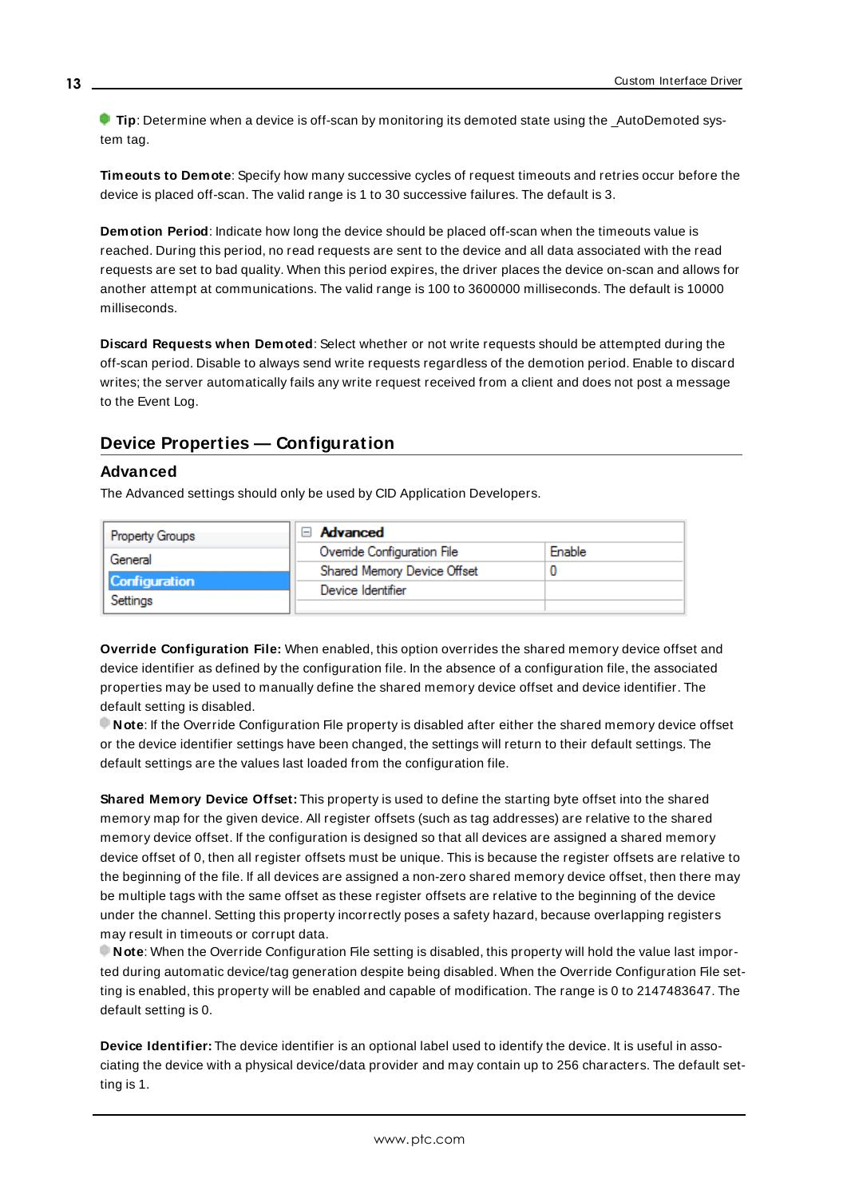**Tip**: Determine when a device is off-scan by monitoring its demoted state using the _AutoDemoted system tag.

**Timeouts to Demote**: Specify how many successive cycles of request timeouts and retries occur before the device is placed off-scan. The valid range is 1 to 30 successive failures. The default is 3.

**Demotion Period**: Indicate how long the device should be placed off-scan when the timeouts value is reached. During this period, no read requests are sent to the device and all data associated with the read requests are set to bad quality. When this period expires, the driver places the device on-scan and allows for another attempt at communications. The valid range is 100 to 3600000 milliseconds. The default is 10000 milliseconds.

**Discard Requests when Demoted**: Select whether or not write requests should be attempted during the off-scan period. Disable to always send write requests regardless of the demotion period. Enable to discard writes; the server automatically fails any write request received from a client and does not post a message to the Event Log.

## Device Properties — Configuration

### Advanced

The Advanced settings should only be used by CID Application Developers.

| Property Groups | Advanced | |
|---|---|---|
| General | Override Configuration File | Enable |
| Configuration | Shared Memory Device Offset | 0 |
| Settings | Device Identifier | |

**Override Configuration File:** When enabled, this option overrides the shared memory device offset and device identifier as defined by the configuration file. In the absence of a configuration file, the associated properties may be used to manually define the shared memory device offset and device identifier. The default setting is disabled.

**Note**: If the Override Configuration File property is disabled after either the shared memory device offset or the device identifier settings have been changed, the settings will return to their default settings. The default settings are the values last loaded from the configuration file.

**Shared Memory Device Offset:** This property is used to define the starting byte offset into the shared memory map for the given device. All register offsets (such as tag addresses) are relative to the shared memory device offset. If the configuration is designed so that all devices are assigned a shared memory device offset of 0, then all register offsets must be unique. This is because the register offsets are relative to the beginning of the file. If all devices are assigned a non-zero shared memory device offset, then there may be multiple tags with the same offset as these register offsets are relative to the beginning of the device under the channel. Setting this property incorrectly poses a safety hazard, because overlapping registers may result in timeouts or corrupt data.

**Note**: When the Override Configuration File setting is disabled, this property will hold the value last imported during automatic device/tag generation despite being disabled. When the Override Configuration File setting is enabled, this property will be enabled and capable of modification. The range is 0 to 2147483647. The default setting is 0.

**Device Identifier:** The device identifier is an optional label used to identify the device. It is useful in associating the device with a physical device/data provider and may contain up to 256 characters. The default setting is 1.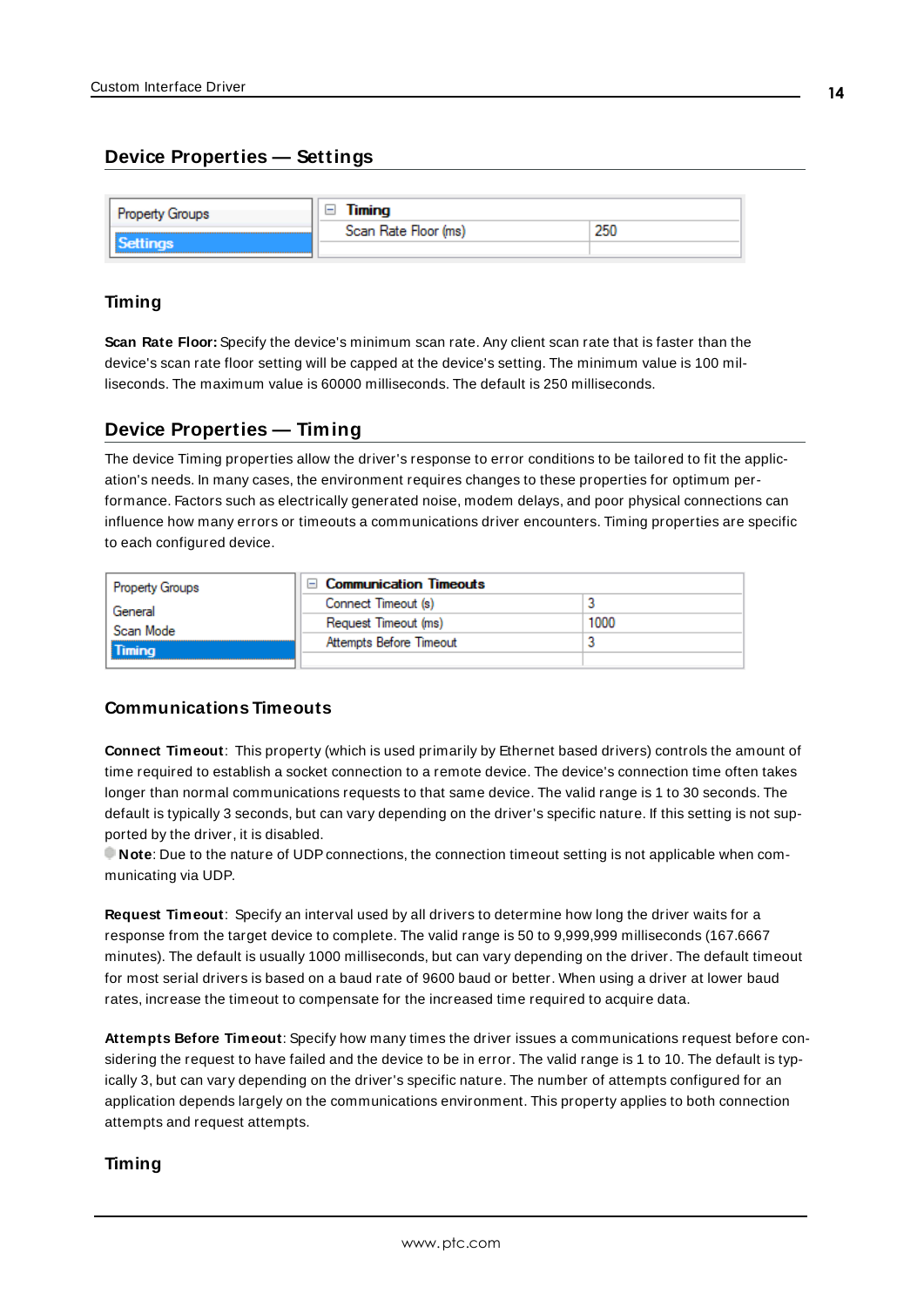## Device Properties — Settings

| Property Groups | Timing | |
|---|---|---|
| Settings | Scan Rate Floor (ms) | 250 |

### Timing

**Scan Rate Floor:** Specify the device's minimum scan rate. Any client scan rate that is faster than the device's scan rate floor setting will be capped at the device's setting. The minimum value is 100 milliseconds. The maximum value is 60000 milliseconds. The default is 250 milliseconds.

## Device Properties — Timing

The device Timing properties allow the driver's response to error conditions to be tailored to fit the application's needs. In many cases, the environment requires changes to these properties for optimum performance. Factors such as electrically generated noise, modem delays, and poor physical connections can influence how many errors or timeouts a communications driver encounters. Timing properties are specific to each configured device.

| Property Groups | Communication Timeouts | |
|---|---|---|
| General | Connect Timeout (s) | 3 |
| Scan Mode | Request Timeout (ms) | 1000 |
| Timing | Attempts Before Timeout | 3 |

### Communications Timeouts

**Connect Timeout**: This property (which is used primarily by Ethernet based drivers) controls the amount of time required to establish a socket connection to a remote device. The device's connection time often takes longer than normal communications requests to that same device. The valid range is 1 to 30 seconds. The default is typically 3 seconds, but can vary depending on the driver's specific nature. If this setting is not supported by the driver, it is disabled.

**Note**: Due to the nature of UDP connections, the connection timeout setting is not applicable when communicating via UDP.

**Request Timeout**: Specify an interval used by all drivers to determine how long the driver waits for a response from the target device to complete. The valid range is 50 to 9,999,999 milliseconds (167.6667 minutes). The default is usually 1000 milliseconds, but can vary depending on the driver. The default timeout for most serial drivers is based on a baud rate of 9600 baud or better. When using a driver at lower baud rates, increase the timeout to compensate for the increased time required to acquire data.

**Attempts Before Timeout**: Specify how many times the driver issues a communications request before considering the request to have failed and the device to be in error. The valid range is 1 to 10. The default is typically 3, but can vary depending on the driver's specific nature. The number of attempts configured for an application depends largely on the communications environment. This property applies to both connection attempts and request attempts.

### Timing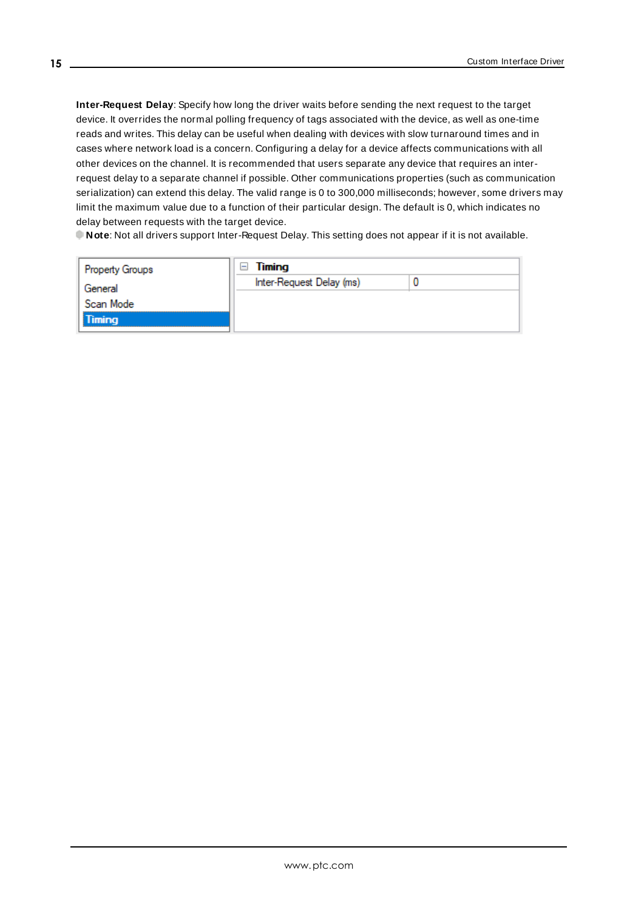**Inter-Request Delay**: Specify how long the driver waits before sending the next request to the target device. It overrides the normal polling frequency of tags associated with the device, as well as one-time reads and writes. This delay can be useful when dealing with devices with slow turnaround times and in cases where network load is a concern. Configuring a delay for a device affects communications with all other devices on the channel. It is recommended that users separate any device that requires an inter-request delay to a separate channel if possible. Other communications properties (such as communication serialization) can extend this delay. The valid range is 0 to 300,000 milliseconds; however, some drivers may limit the maximum value due to a function of their particular design. The default is 0, which indicates no delay between requests with the target device.

**Note**: Not all drivers support Inter-Request Delay. This setting does not appear if it is not available.

| Property Groups | Timing | |
|---|---|---|
| General | Inter-Request Delay (ms) | 0 |
| Scan Mode | | |
| Timing | | |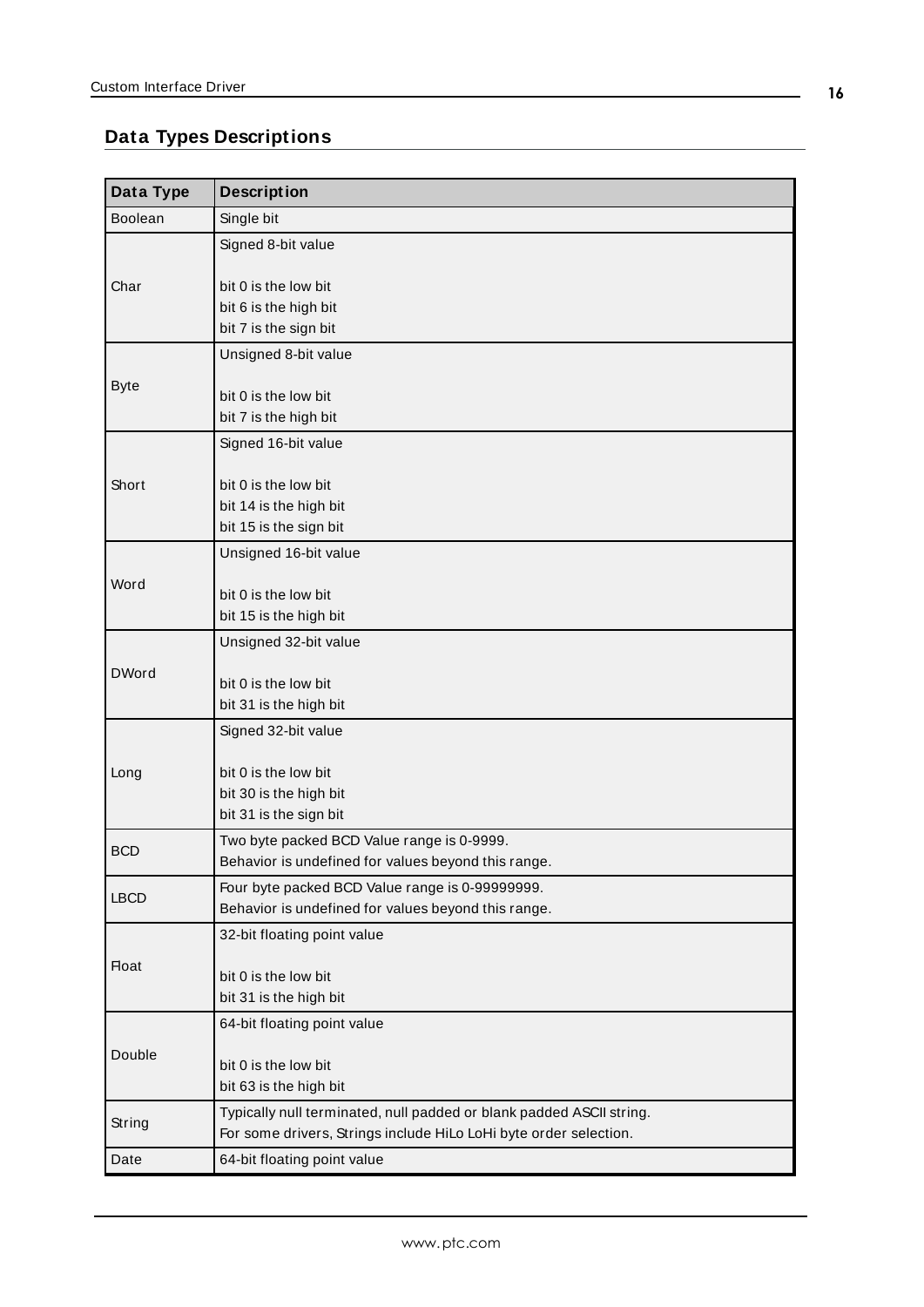## Data Types Descriptions

| Data Type | Description |
|---|---|
| Boolean | Single bit |
| Char | Signed 8-bit value<br><br>bit 0 is the low bit<br>bit 6 is the high bit<br>bit 7 is the sign bit |
| Byte | Unsigned 8-bit value<br><br>bit 0 is the low bit<br>bit 7 is the high bit |
| Short | Signed 16-bit value<br><br>bit 0 is the low bit<br>bit 14 is the high bit<br>bit 15 is the sign bit |
| Word | Unsigned 16-bit value<br><br>bit 0 is the low bit<br>bit 15 is the high bit |
| DWord | Unsigned 32-bit value<br><br>bit 0 is the low bit<br>bit 31 is the high bit |
| Long | Signed 32-bit value<br><br>bit 0 is the low bit<br>bit 30 is the high bit<br>bit 31 is the sign bit |
| BCD | Two byte packed BCD Value range is 0-9999.<br>Behavior is undefined for values beyond this range. |
| LBCD | Four byte packed BCD Value range is 0-99999999.<br>Behavior is undefined for values beyond this range. |
| Float | 32-bit floating point value<br><br>bit 0 is the low bit<br>bit 31 is the high bit |
| Double | 64-bit floating point value<br><br>bit 0 is the low bit<br>bit 63 is the high bit |
| String | Typically null terminated, null padded or blank padded ASCII string.<br>For some drivers, Strings include HiLo LoHi byte order selection. |
| Date | 64-bit floating point value |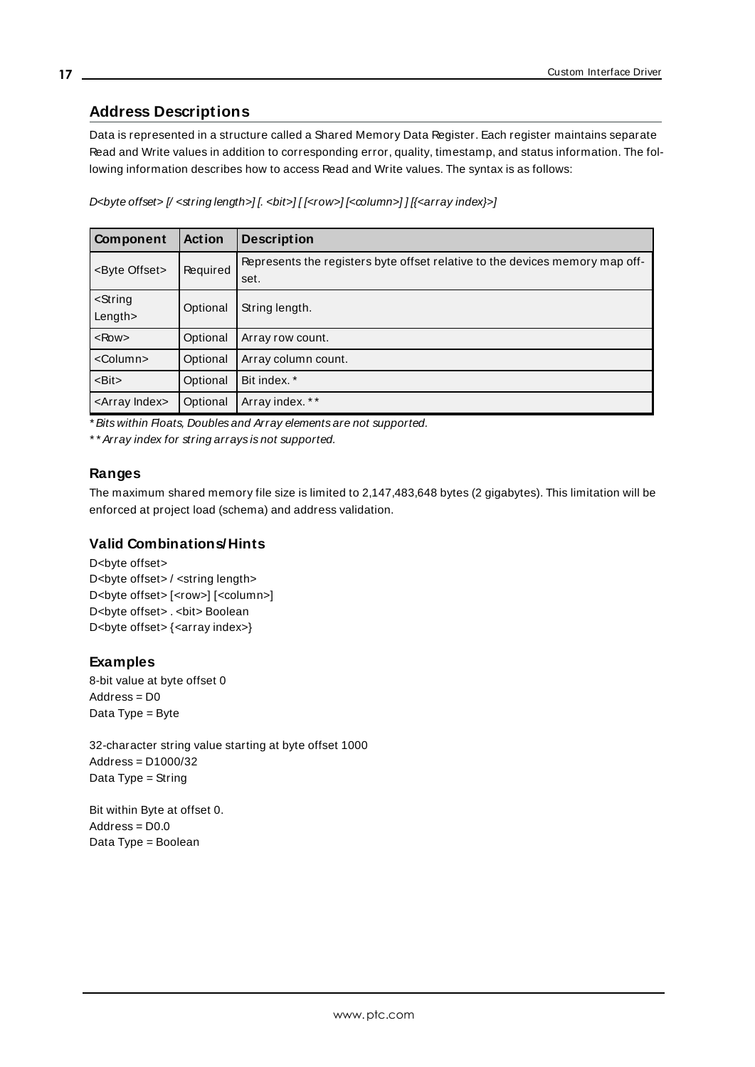## Address Descriptions

Data is represented in a structure called a Shared Memory Data Register. Each register maintains separate Read and Write values in addition to corresponding error, quality, timestamp, and status information. The following information describes how to access Read and Write values. The syntax is as follows:

*D<byte offset> [/ <string length>] [. <bit>] [ [<row>] [<column>] ] [{<array index}>]*

| Component | Action | Description |
| --- | --- | --- |
| <Byte Offset> | Required | Represents the registers byte offset relative to the devices memory map offset. |
| <String Length> | Optional | String length. |
| <Row> | Optional | Array row count. |
| <Column> | Optional | Array column count. |
| <Bit> | Optional | Bit index. * |
| <Array Index> | Optional | Array index. ** |

*\* Bits within Floats, Doubles and Array elements are not supported.*

*\*\* Array index for string arrays is not supported.*

### Ranges

The maximum shared memory file size is limited to 2,147,483,648 bytes (2 gigabytes). This limitation will be enforced at project load (schema) and address validation.

### Valid Combinations/Hints

D<byte offset>
D<byte offset> / <string length>
D<byte offset> [<row>] [<column>]
D<byte offset> . <bit> Boolean
D<byte offset> {<array index>}

### Examples

8-bit value at byte offset 0
Address = D0
Data Type = Byte

32-character string value starting at byte offset 1000
Address = D1000/32
Data Type = String

Bit within Byte at offset 0.
Address = D0.0
Data Type = Boolean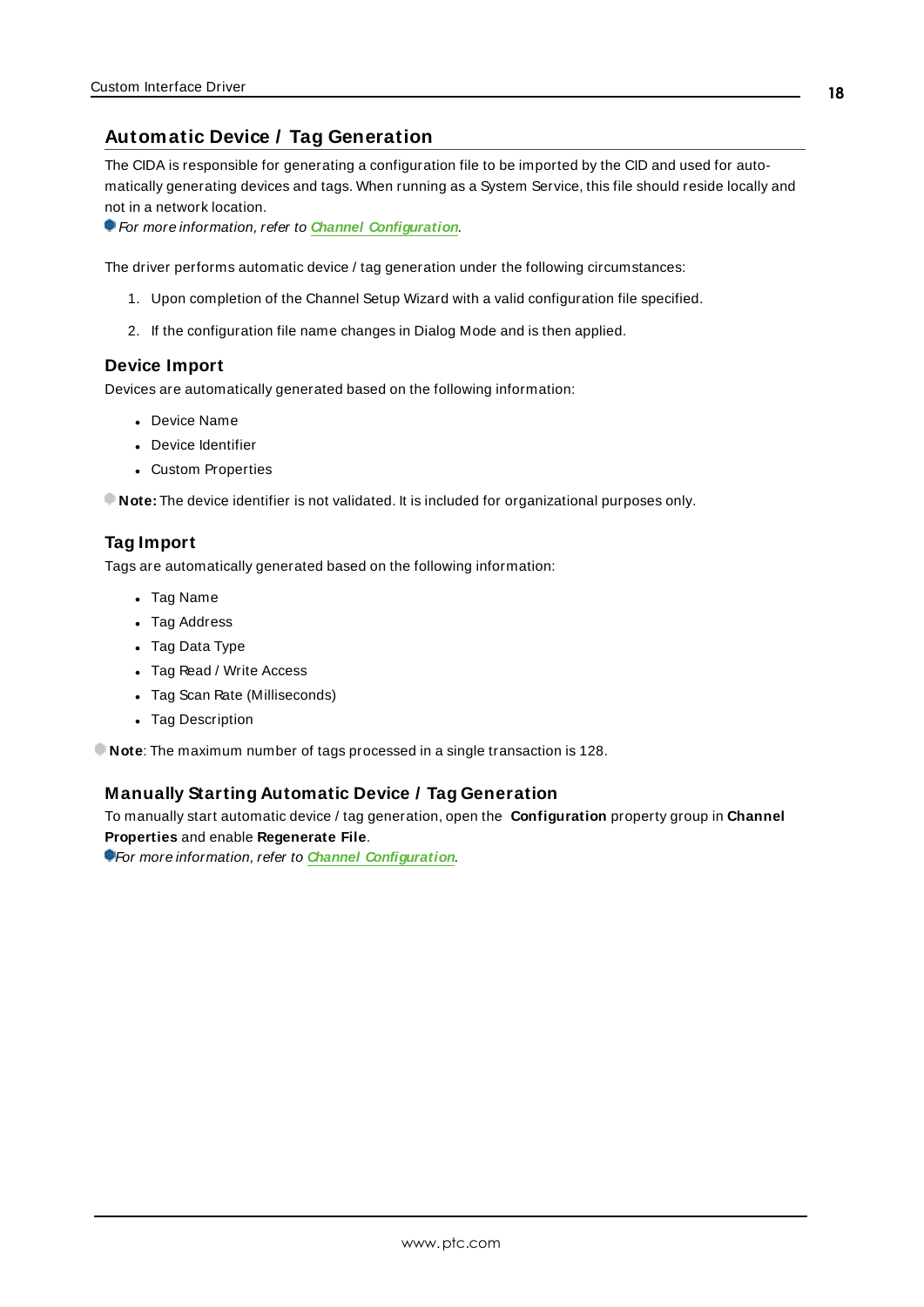## Automatic Device / Tag Generation

The CIDA is responsible for generating a configuration file to be imported by the CID and used for automatically generating devices and tags. When running as a System Service, this file should reside locally and not in a network location.

*For more information, refer to **Channel Configuration**.*

The driver performs automatic device / tag generation under the following circumstances:

1. Upon completion of the Channel Setup Wizard with a valid configuration file specified.
2. If the configuration file name changes in Dialog Mode and is then applied.

### Device Import

Devices are automatically generated based on the following information:

- Device Name
- Device Identifier
- Custom Properties

**Note:** The device identifier is not validated. It is included for organizational purposes only.

### Tag Import

Tags are automatically generated based on the following information:

- Tag Name
- Tag Address
- Tag Data Type
- Tag Read / Write Access
- Tag Scan Rate (Milliseconds)
- Tag Description

**Note**: The maximum number of tags processed in a single transaction is 128.

### Manually Starting Automatic Device / Tag Generation

To manually start automatic device / tag generation, open the **Configuration** property group in **Channel Properties** and enable **Regenerate File**.

*For more information, refer to **Channel Configuration**.*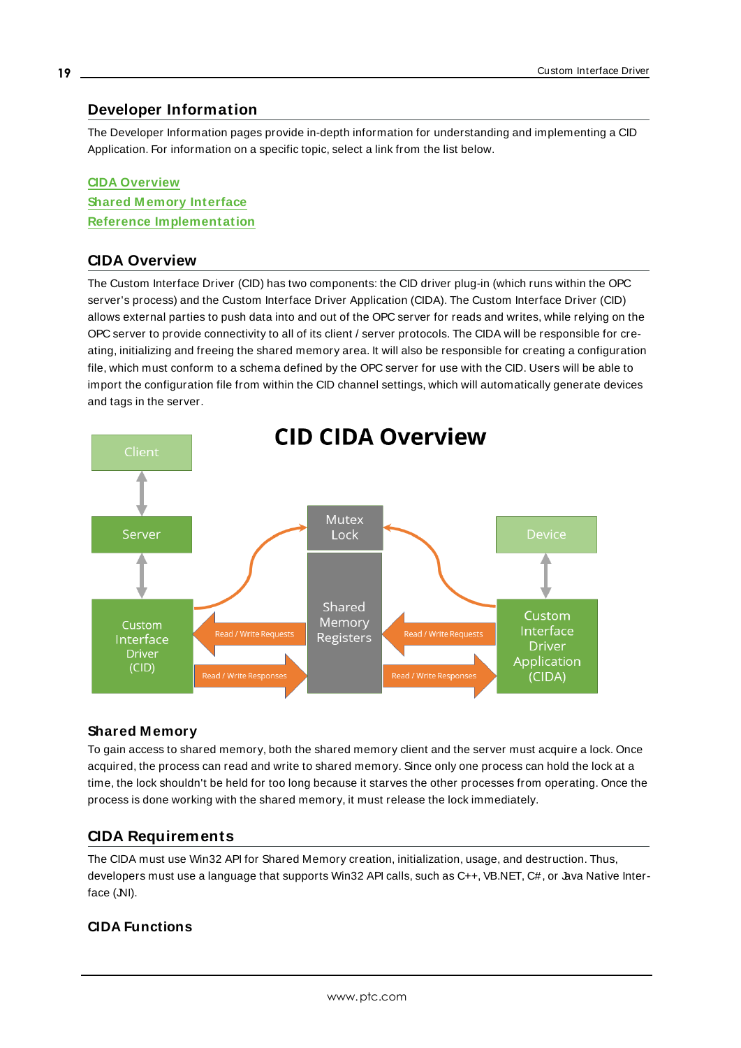## Developer Information

The Developer Information pages provide in-depth information for understanding and implementing a CID Application. For information on a specific topic, select a link from the list below.

**CIDA Overview**
**Shared Memory Interface**
**Reference Implementation**

## CIDA Overview

The Custom Interface Driver (CID) has two components: the CID driver plug-in (which runs within the OPC server's process) and the Custom Interface Driver Application (CIDA). The Custom Interface Driver (CID) allows external parties to push data into and out of the OPC server for reads and writes, while relying on the OPC server to provide connectivity to all of its client / server protocols. The CIDA will be responsible for creating, initializing and freeing the shared memory area. It will also be responsible for creating a configuration file, which must conform to a schema defined by the OPC server for use with the CID. Users will be able to import the configuration file from within the CID channel settings, which will automatically generate devices and tags in the server.

**CID CIDA Overview**

Client

Server

Custom Interface Driver (CID)

Read / Write Requests

Read / Write Responses

Mutex Lock

Shared Memory Registers

Read / Write Requests

Read / Write Responses

Device

Custom Interface Driver Application (CIDA)

### Shared Memory

To gain access to shared memory, both the shared memory client and the server must acquire a lock. Once acquired, the process can read and write to shared memory. Since only one process can hold the lock at a time, the lock shouldn't be held for too long because it starves the other processes from operating. Once the process is done working with the shared memory, it must release the lock immediately.

## CIDA Requirements

The CIDA must use Win32 API for Shared Memory creation, initialization, usage, and destruction. Thus, developers must use a language that supports Win32 API calls, such as C++, VB.NET, C#, or Java Native Interface (JNI).

### CIDA Functions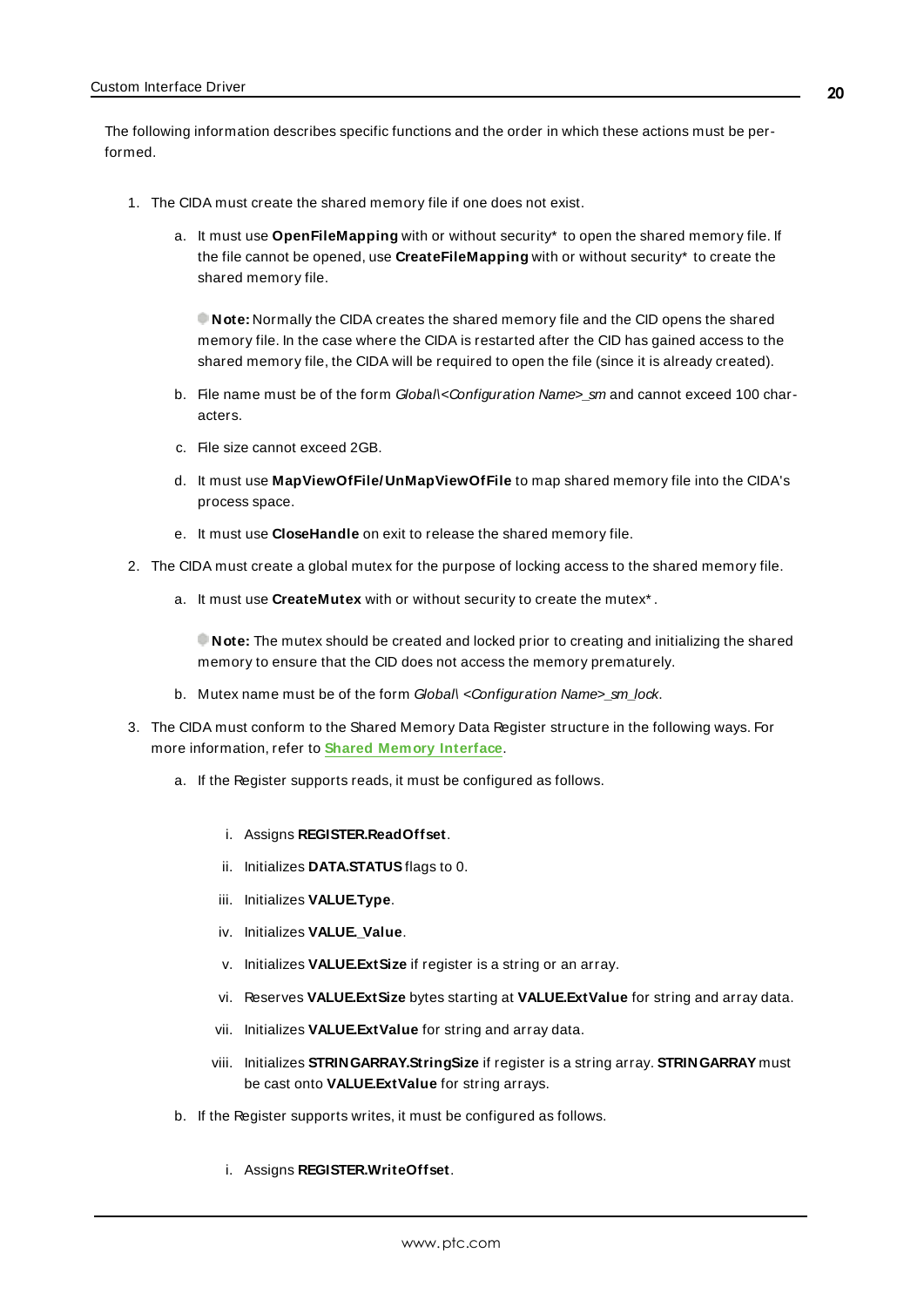The following information describes specific functions and the order in which these actions must be performed.

1. The CIDA must create the shared memory file if one does not exist.
   a. It must use **OpenFileMapping** with or without security* to open the shared memory file. If the file cannot be opened, use **CreateFileMapping** with or without security* to create the shared memory file.

      **Note:** Normally the CIDA creates the shared memory file and the CID opens the shared memory file. In the case where the CIDA is restarted after the CID has gained access to the shared memory file, the CIDA will be required to open the file (since it is already created).

   b. File name must be of the form *Global\<Configuration Name>_sm* and cannot exceed 100 characters.
   c. File size cannot exceed 2GB.
   d. It must use **MapViewOfFile/UnMapViewOfFile** to map shared memory file into the CIDA's process space.
   e. It must use **CloseHandle** on exit to release the shared memory file.
2. The CIDA must create a global mutex for the purpose of locking access to the shared memory file.
   a. It must use **CreateMutex** with or without security to create the mutex*.

      **Note:** The mutex should be created and locked prior to creating and initializing the shared memory to ensure that the CID does not access the memory prematurely.

   b. Mutex name must be of the form *Global\ <Configuration Name>_sm_lock*.
3. The CIDA must conform to the Shared Memory Data Register structure in the following ways. For more information, refer to **Shared Memory Interface**.
   a. If the Register supports reads, it must be configured as follows.
      i. Assigns **REGISTER.ReadOffset**.
      ii. Initializes **DATA.STATUS** flags to 0.
      iii. Initializes **VALUE.Type**.
      iv. Initializes **VALUE._Value**.
      v. Initializes **VALUE.ExtSize** if register is a string or an array.
      vi. Reserves **VALUE.ExtSize** bytes starting at **VALUE.ExtValue** for string and array data.
      vii. Initializes **VALUE.ExtValue** for string and array data.
      viii. Initializes **STRINGARRAY.StringSize** if register is a string array. **STRINGARRAY** must be cast onto **VALUE.ExtValue** for string arrays.
   b. If the Register supports writes, it must be configured as follows.
      i. Assigns **REGISTER.WriteOffset**.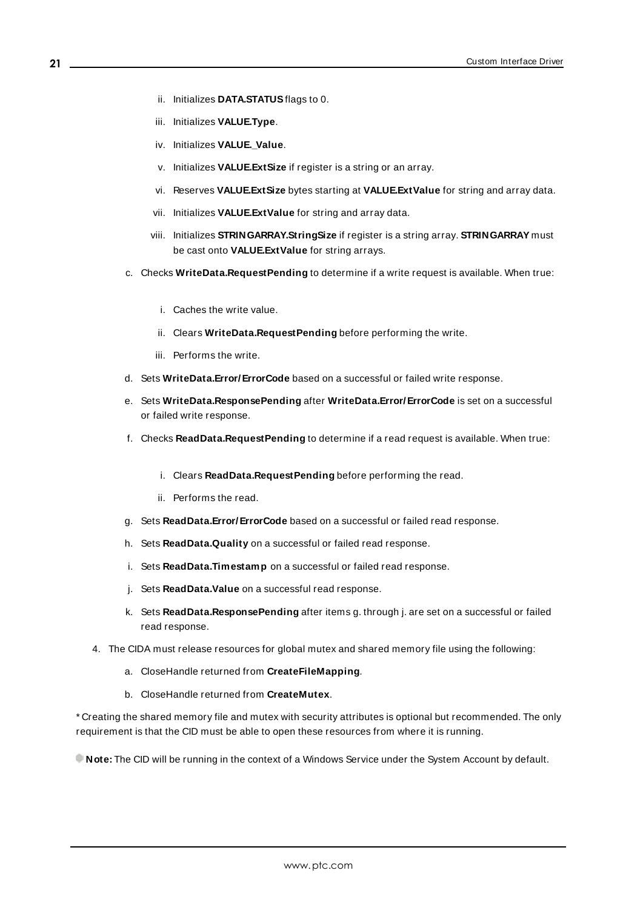ii. Initializes **DATA.STATUS** flags to 0.

   iii. Initializes **VALUE.Type**.

   iv. Initializes **VALUE._Value**.

   v. Initializes **VALUE.ExtSize** if register is a string or an array.

   vi. Reserves **VALUE.ExtSize** bytes starting at **VALUE.ExtValue** for string and array data.

   vii. Initializes **VALUE.ExtValue** for string and array data.

   viii. Initializes **STRINGARRAY.StringSize** if register is a string array. **STRINGARRAY** must be cast onto **VALUE.ExtValue** for string arrays.

c. Checks **WriteData.RequestPending** to determine if a write request is available. When true:

   i. Caches the write value.

   ii. Clears **WriteData.RequestPending** before performing the write.

   iii. Performs the write.

d. Sets **WriteData.Error/ErrorCode** based on a successful or failed write response.

e. Sets **WriteData.ResponsePending** after **WriteData.Error/ErrorCode** is set on a successful or failed write response.

f. Checks **ReadData.RequestPending** to determine if a read request is available. When true:

   i. Clears **ReadData.RequestPending** before performing the read.

   ii. Performs the read.

g. Sets **ReadData.Error/ErrorCode** based on a successful or failed read response.

h. Sets **ReadData.Quality** on a successful or failed read response.

i. Sets **ReadData.Timestamp** on a successful or failed read response.

j. Sets **ReadData.Value** on a successful read response.

k. Sets **ReadData.ResponsePending** after items g. through j. are set on a successful or failed read response.

4. The CIDA must release resources for global mutex and shared memory file using the following:

   a. CloseHandle returned from **CreateFileMapping**.

   b. CloseHandle returned from **CreateMutex**.

* Creating the shared memory file and mutex with security attributes is optional but recommended. The only requirement is that the CID must be able to open these resources from where it is running.

**Note:** The CID will be running in the context of a Windows Service under the System Account by default.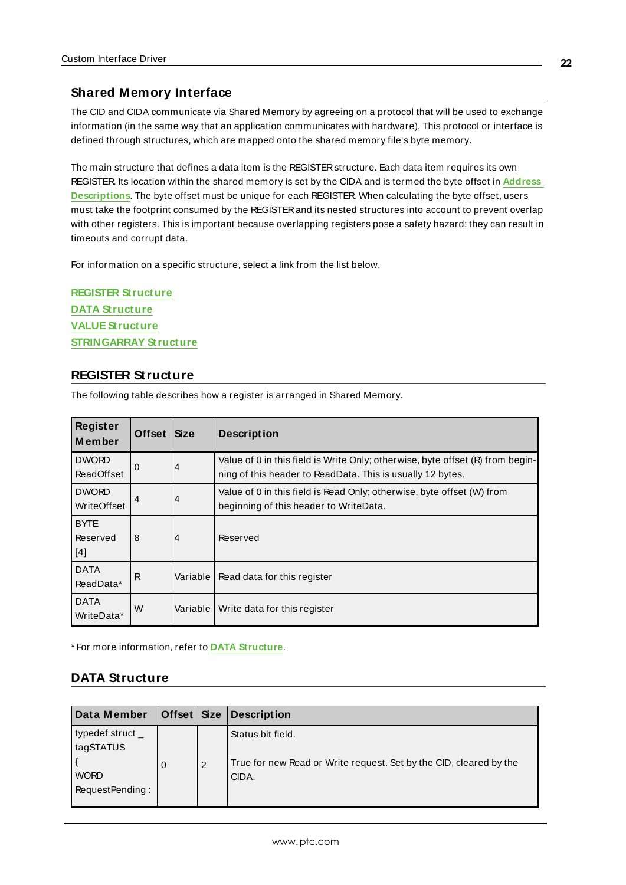## Shared Memory Interface

The CID and CIDA communicate via Shared Memory by agreeing on a protocol that will be used to exchange information (in the same way that an application communicates with hardware). This protocol or interface is defined through structures, which are mapped onto the shared memory file's byte memory.

The main structure that defines a data item is the REGISTER structure. Each data item requires its own REGISTER. Its location within the shared memory is set by the CIDA and is termed the byte offset in **Address Descriptions**. The byte offset must be unique for each REGISTER. When calculating the byte offset, users must take the footprint consumed by the REGISTER and its nested structures into account to prevent overlap with other registers. This is important because overlapping registers pose a safety hazard: they can result in timeouts and corrupt data.

For information on a specific structure, select a link from the list below.

**REGISTER Structure**
**DATA Structure**
**VALUE Structure**
**STRINGARRAY Structure**

## REGISTER Structure

The following table describes how a register is arranged in Shared Memory.

| Register Member | Offset | Size | Description |
|---|---|---|---|
| DWORD ReadOffset | 0 | 4 | Value of 0 in this field is Write Only; otherwise, byte offset (R) from beginning of this header to ReadData. This is usually 12 bytes. |
| DWORD WriteOffset | 4 | 4 | Value of 0 in this field is Read Only; otherwise, byte offset (W) from beginning of this header to WriteData. |
| BYTE Reserved [4] | 8 | 4 | Reserved |
| DATA ReadData* | R | Variable | Read data for this register |
| DATA WriteData* | W | Variable | Write data for this register |

* For more information, refer to **DATA Structure**.

## DATA Structure

| Data Member | Offset | Size | Description |
|---|---|---|---|
| typedef struct _ tagSTATUS { WORD RequestPending : | 0 | 2 | Status bit field. True for new Read or Write request. Set by the CID, cleared by the CIDA. |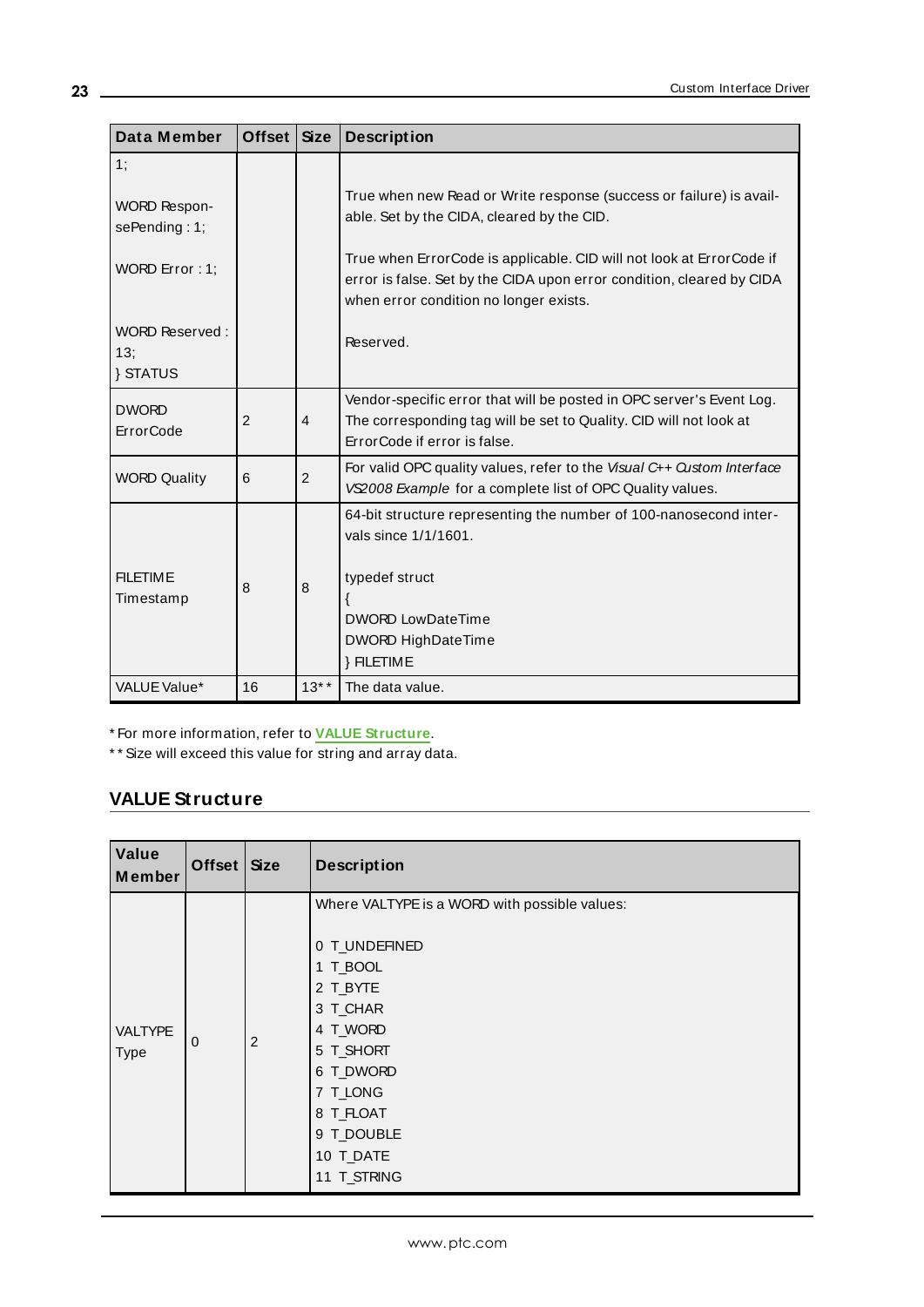| Data Member | Offset | Size | Description |
|---|---|---|---|
| 1;<br><br>WORD ResponsePending : 1;<br><br>WORD Error : 1;<br><br>WORD Reserved : 13;<br>} STATUS | | | True when new Read or Write response (success or failure) is available. Set by the CIDA, cleared by the CID.<br><br>True when ErrorCode is applicable. CID will not look at ErrorCode if error is false. Set by the CIDA upon error condition, cleared by CIDA when error condition no longer exists.<br><br>Reserved. |
| DWORD ErrorCode | 2 | 4 | Vendor-specific error that will be posted in OPC server's Event Log. The corresponding tag will be set to Quality. CID will not look at ErrorCode if error is false. |
| WORD Quality | 6 | 2 | For valid OPC quality values, refer to the *Visual C++ Custom Interface VS2008 Example* for a complete list of OPC Quality values. |
| FILETIME Timestamp | 8 | 8 | 64-bit structure representing the number of 100-nanosecond intervals since 1/1/1601.<br><br>typedef struct<br>{<br>DWORD LowDateTime<br>DWORD HighDateTime<br>} FILETIME |
| VALUE Value* | 16 | 13** | The data value. |

* For more information, refer to **VALUE Structure**.
** Size will exceed this value for string and array data.

## VALUE Structure

| Value Member | Offset | Size | Description |
|---|---|---|---|
| VALTYPE Type | 0 | 2 | Where VALTYPE is a WORD with possible values:<br><br>0 T_UNDEFINED<br>1 T_BOOL<br>2 T_BYTE<br>3 T_CHAR<br>4 T_WORD<br>5 T_SHORT<br>6 T_DWORD<br>7 T_LONG<br>8 T_FLOAT<br>9 T_DOUBLE<br>10 T_DATE<br>11 T_STRING |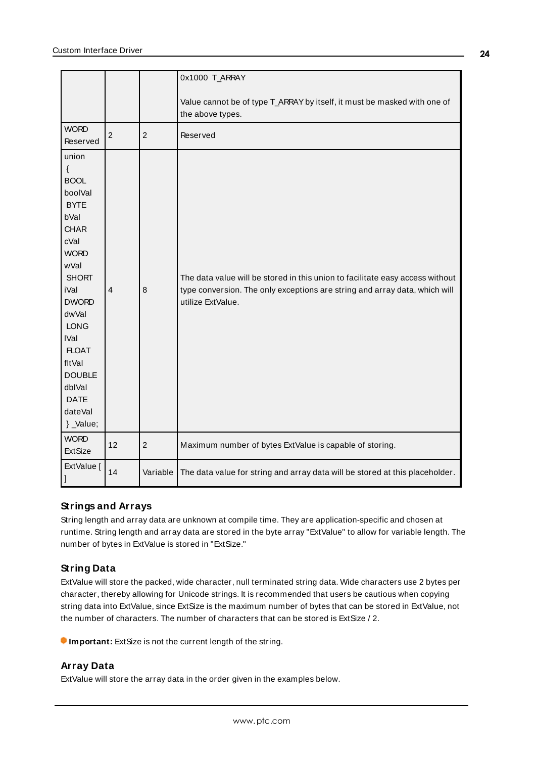| | | | |
|---|---|---|---|
| | | | 0x1000 T_ARRAY<br><br>Value cannot be of type T_ARRAY by itself, it must be masked with one of the above types. |
| WORD Reserved | 2 | 2 | Reserved |
| union<br>{<br>BOOL boolVal<br>BYTE bVal<br>CHAR cVal<br>WORD wVal<br>SHORT iVal<br>DWORD dwVal<br>LONG lVal<br>FLOAT fltVal<br>DOUBLE dblVal<br>DATE dateVal<br>} _Value; | 4 | 8 | The data value will be stored in this union to facilitate easy access without type conversion. The only exceptions are string and array data, which will utilize ExtValue. |
| WORD ExtSize | 12 | 2 | Maximum number of bytes ExtValue is capable of storing. |
| ExtValue [ ] | 14 | Variable | The data value for string and array data will be stored at this placeholder. |

### Strings and Arrays

String length and array data are unknown at compile time. They are application-specific and chosen at runtime. String length and array data are stored in the byte array "ExtValue" to allow for variable length. The number of bytes in ExtValue is stored in "ExtSize."

### String Data

ExtValue will store the packed, wide character, null terminated string data. Wide characters use 2 bytes per character, thereby allowing for Unicode strings. It is recommended that users be cautious when copying string data into ExtValue, since ExtSize is the maximum number of bytes that can be stored in ExtValue, not the number of characters. The number of characters that can be stored is ExtSize / 2.

**Important:** ExtSize is not the current length of the string.

### Array Data

ExtValue will store the array data in the order given in the examples below.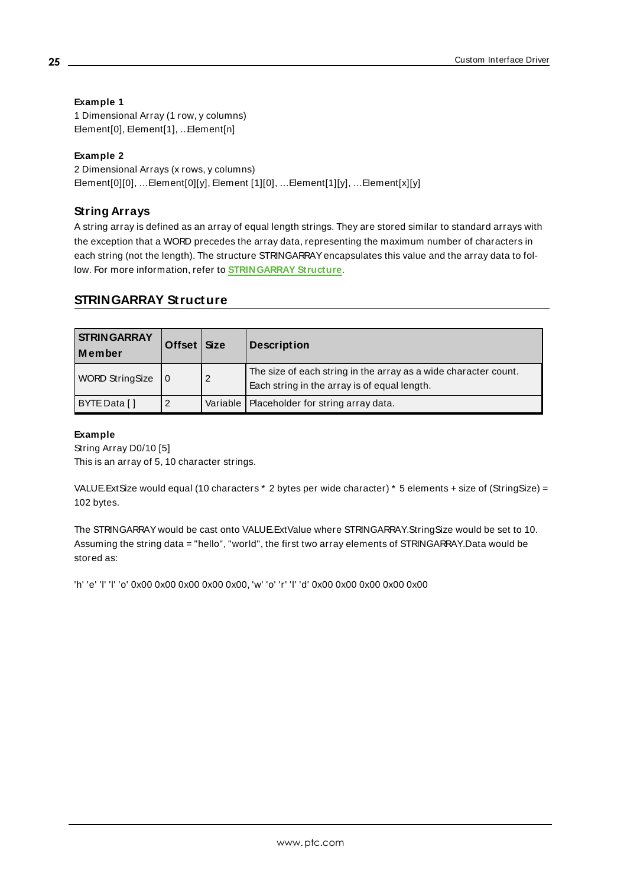**Example 1**
1 Dimensional Array (1 row, y columns)
Element[0], Element[1], ..Element[n]

**Example 2**
2 Dimensional Arrays (x rows, y columns)
Element[0][0], ...Element[0][y], Element [1][0], ...Element[1][y], ...Element[x][y]

### String Arrays

A string array is defined as an array of equal length strings. They are stored similar to standard arrays with the exception that a WORD precedes the array data, representing the maximum number of characters in each string (not the length). The structure STRINGARRAY encapsulates this value and the array data to follow. For more information, refer to **STRINGARRAY Structure**.

## STRINGARRAY Structure

| STRINGARRAY Member | Offset | Size | Description |
|---|---|---|---|
| WORD StringSize | 0 | 2 | The size of each string in the array as a wide character count. Each string in the array is of equal length. |
| BYTE Data [ ] | 2 | Variable | Placeholder for string array data. |

**Example**
String Array D0/10 [5]
This is an array of 5, 10 character strings.

VALUE.ExtSize would equal (10 characters * 2 bytes per wide character) * 5 elements + size of (StringSize) = 102 bytes.

The STRINGARRAY would be cast onto VALUE.ExtValue where STRINGARRAY.StringSize would be set to 10. Assuming the string data = "hello", "world", the first two array elements of STRINGARRAY.Data would be stored as:

'h' 'e' 'l' 'l' 'o' 0x00 0x00 0x00 0x00 0x00, 'w' 'o' 'r' 'l' 'd' 0x00 0x00 0x00 0x00 0x00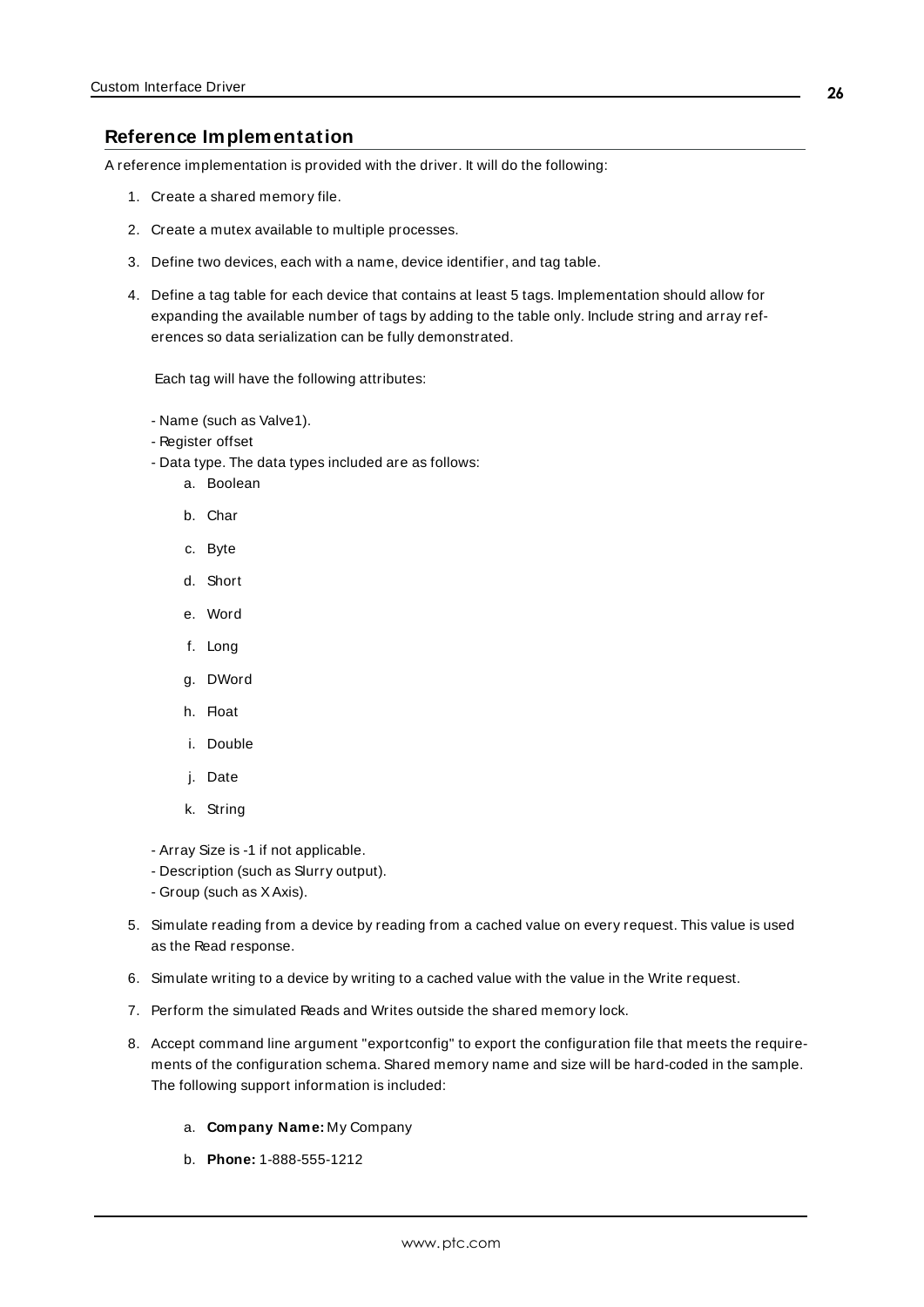## Reference Implementation

A reference implementation is provided with the driver. It will do the following:

1. Create a shared memory file.
2. Create a mutex available to multiple processes.
3. Define two devices, each with a name, device identifier, and tag table.
4. Define a tag table for each device that contains at least 5 tags. Implementation should allow for expanding the available number of tags by adding to the table only. Include string and array references so data serialization can be fully demonstrated.

   Each tag will have the following attributes:

   - Name (such as Valve1).
   - Register offset
   - Data type. The data types included are as follows:
     a. Boolean
     b. Char
     c. Byte
     d. Short
     e. Word
     f. Long
     g. DWord
     h. Float
     i. Double
     j. Date
     k. String
   - Array Size is -1 if not applicable.
   - Description (such as Slurry output).
   - Group (such as X Axis).
5. Simulate reading from a device by reading from a cached value on every request. This value is used as the Read response.
6. Simulate writing to a device by writing to a cached value with the value in the Write request.
7. Perform the simulated Reads and Writes outside the shared memory lock.
8. Accept command line argument "exportconfig" to export the configuration file that meets the requirements of the configuration schema. Shared memory name and size will be hard-coded in the sample. The following support information is included:

   a. **Company Name:** My Company
   b. **Phone:** 1-888-555-1212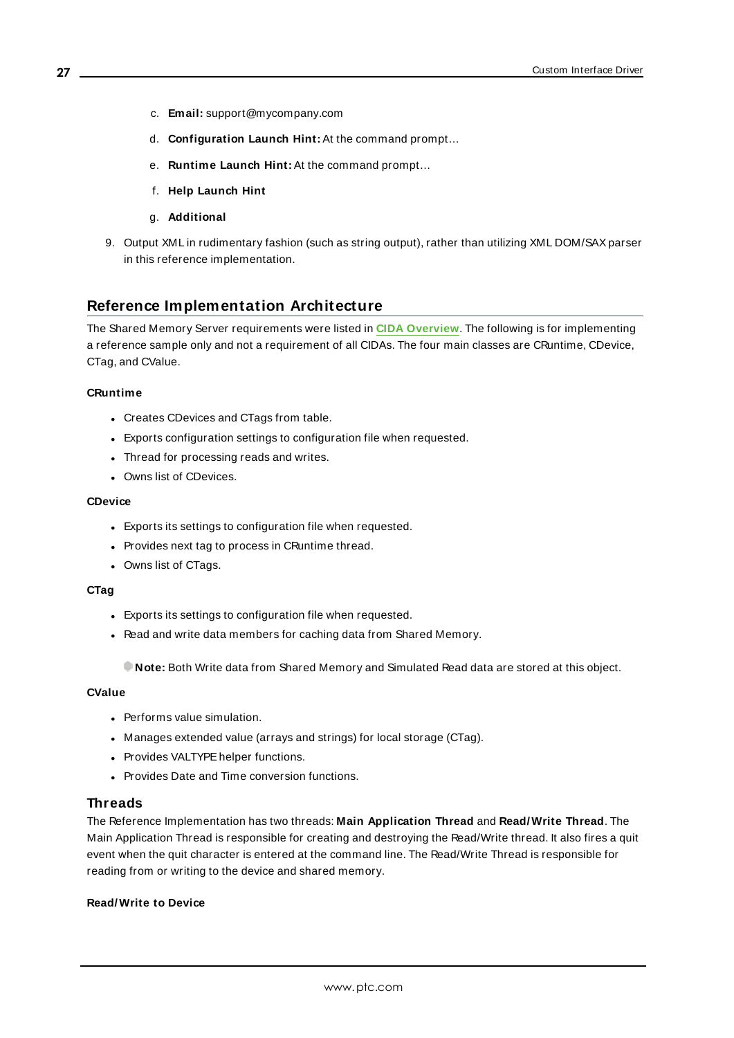c. **Email:** support@mycompany.com
d. **Configuration Launch Hint:** At the command prompt…
e. **Runtime Launch Hint:** At the command prompt…
f. **Help Launch Hint**
g. **Additional**

9. Output XML in rudimentary fashion (such as string output), rather than utilizing XML DOM/SAX parser in this reference implementation.

## Reference Implementation Architecture

The Shared Memory Server requirements were listed in **CIDA Overview**. The following is for implementing a reference sample only and not a requirement of all CIDAs. The four main classes are CRuntime, CDevice, CTag, and CValue.

#### CRuntime

- Creates CDevices and CTags from table.
- Exports configuration settings to configuration file when requested.
- Thread for processing reads and writes.
- Owns list of CDevices.

#### CDevice

- Exports its settings to configuration file when requested.
- Provides next tag to process in CRuntime thread.
- Owns list of CTags.

#### CTag

- Exports its settings to configuration file when requested.
- Read and write data members for caching data from Shared Memory.

  **Note:** Both Write data from Shared Memory and Simulated Read data are stored at this object.

#### CValue

- Performs value simulation.
- Manages extended value (arrays and strings) for local storage (CTag).
- Provides VALTYPE helper functions.
- Provides Date and Time conversion functions.

### Threads

The Reference Implementation has two threads: **Main Application Thread** and **Read/Write Thread**. The Main Application Thread is responsible for creating and destroying the Read/Write thread. It also fires a quit event when the quit character is entered at the command line. The Read/Write Thread is responsible for reading from or writing to the device and shared memory.

#### Read/Write to Device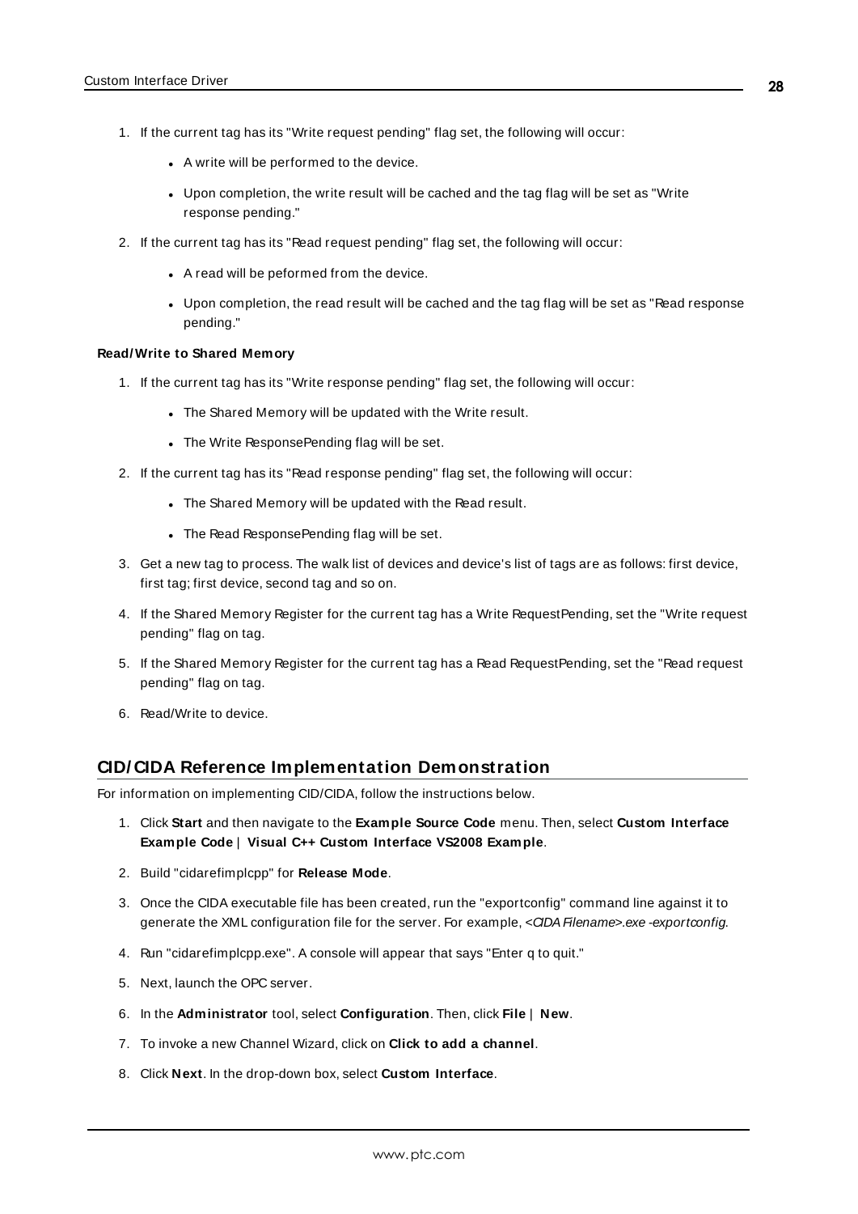1. If the current tag has its "Write request pending" flag set, the following will occur:
   - A write will be performed to the device.
   - Upon completion, the write result will be cached and the tag flag will be set as "Write response pending."
2. If the current tag has its "Read request pending" flag set, the following will occur:
   - A read will be peformed from the device.
   - Upon completion, the read result will be cached and the tag flag will be set as "Read response pending."

**Read/Write to Shared Memory**

1. If the current tag has its "Write response pending" flag set, the following will occur:
   - The Shared Memory will be updated with the Write result.
   - The Write ResponsePending flag will be set.
2. If the current tag has its "Read response pending" flag set, the following will occur:
   - The Shared Memory will be updated with the Read result.
   - The Read ResponsePending flag will be set.
3. Get a new tag to process. The walk list of devices and device's list of tags are as follows: first device, first tag; first device, second tag and so on.
4. If the Shared Memory Register for the current tag has a Write RequestPending, set the "Write request pending" flag on tag.
5. If the Shared Memory Register for the current tag has a Read RequestPending, set the "Read request pending" flag on tag.
6. Read/Write to device.

## CID/CIDA Reference Implementation Demonstration

For information on implementing CID/CIDA, follow the instructions below.

1. Click **Start** and then navigate to the **Example Source Code** menu. Then, select **Custom Interface Example Code | Visual C++ Custom Interface VS2008 Example**.
2. Build "cidarefimplcpp" for **Release Mode**.
3. Once the CIDA executable file has been created, run the "exportconfig" command line against it to generate the XML configuration file for the server. For example, *<CIDA Filename>.exe -exportconfig*.
4. Run "cidarefimplcpp.exe". A console will appear that says "Enter q to quit."
5. Next, launch the OPC server.
6. In the **Administrator** tool, select **Configuration**. Then, click **File | New**.
7. To invoke a new Channel Wizard, click on **Click to add a channel**.
8. Click **Next**. In the drop-down box, select **Custom Interface**.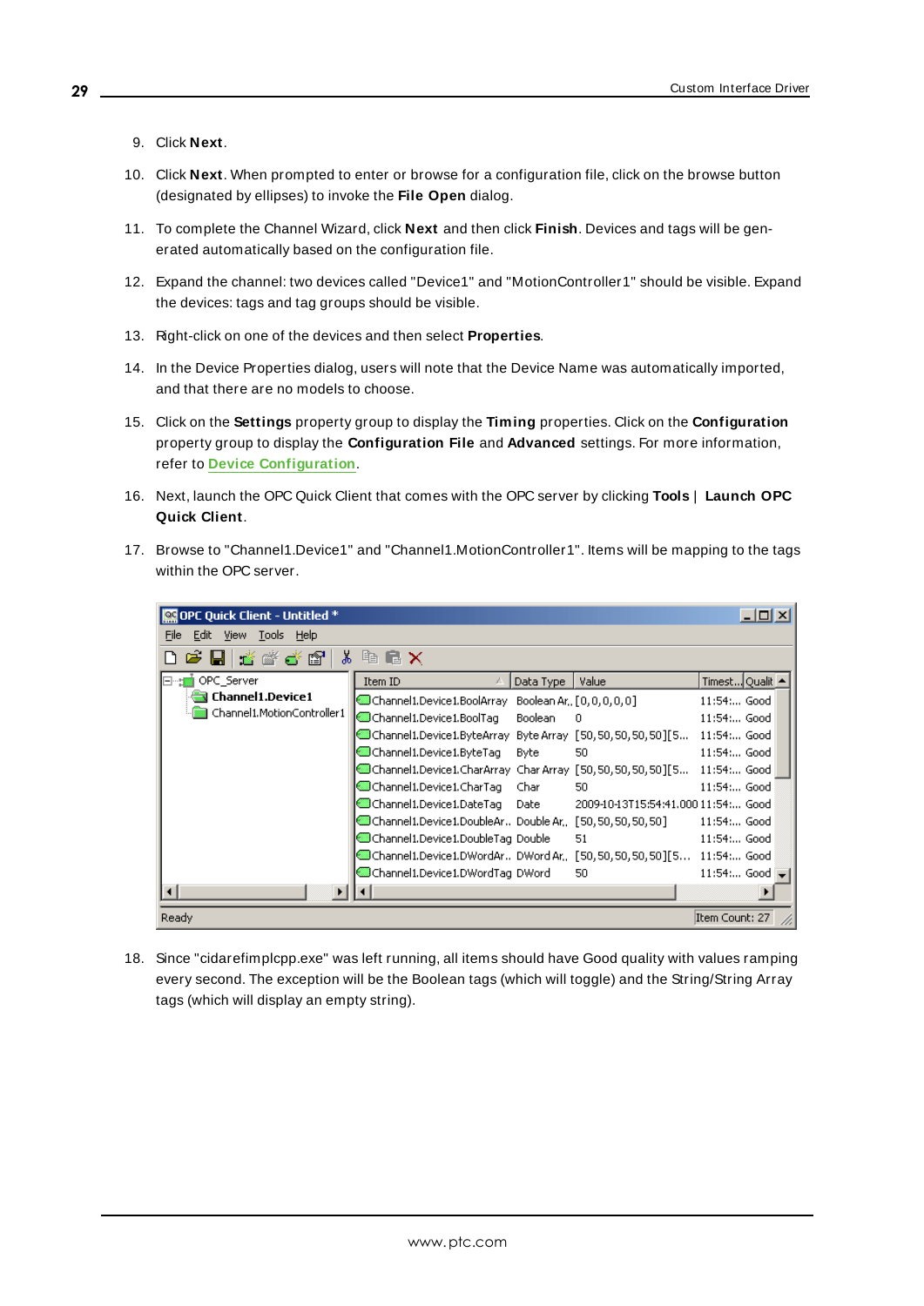9. Click **Next**.

10. Click **Next**. When prompted to enter or browse for a configuration file, click on the browse button (designated by ellipses) to invoke the **File Open** dialog.

11. To complete the Channel Wizard, click **Next** and then click **Finish**. Devices and tags will be generated automatically based on the configuration file.

12. Expand the channel: two devices called "Device1" and "MotionController1" should be visible. Expand the devices: tags and tag groups should be visible.

13. Right-click on one of the devices and then select **Properties**.

14. In the Device Properties dialog, users will note that the Device Name was automatically imported, and that there are no models to choose.

15. Click on the **Settings** property group to display the **Timing** properties. Click on the **Configuration** property group to display the **Configuration File** and **Advanced** settings. For more information, refer to **Device Configuration**.

16. Next, launch the OPC Quick Client that comes with the OPC server by clicking **Tools** | **Launch OPC Quick Client**.

17. Browse to "Channel1.Device1" and "Channel1.MotionController1". Items will be mapping to the tags within the OPC server.

18. Since "cidarefimplcpp.exe" was left running, all items should have Good quality with values ramping every second. The exception will be the Boolean tags (which will toggle) and the String/String Array tags (which will display an empty string).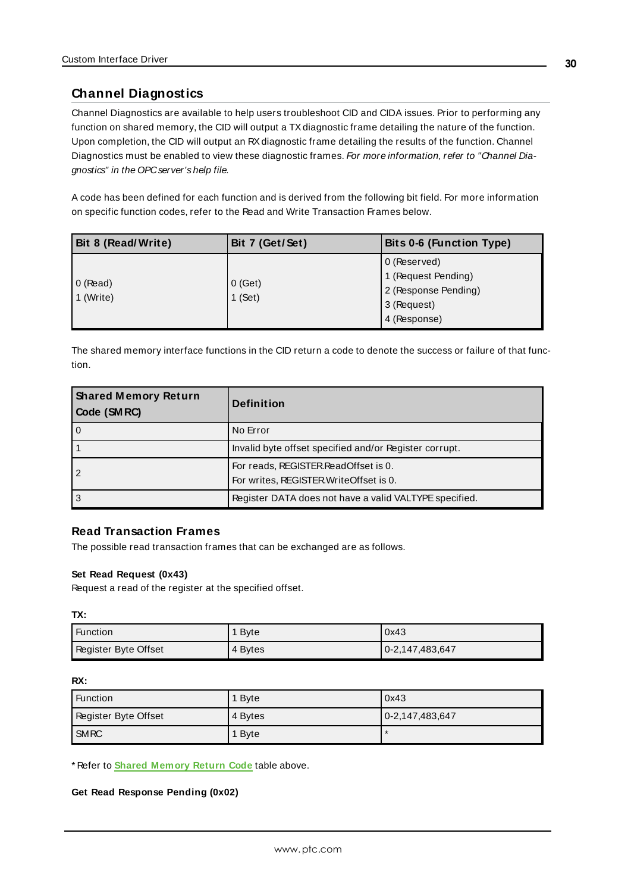## Channel Diagnostics

Channel Diagnostics are available to help users troubleshoot CID and CIDA issues. Prior to performing any function on shared memory, the CID will output a TX diagnostic frame detailing the nature of the function. Upon completion, the CID will output an RX diagnostic frame detailing the results of the function. Channel Diagnostics must be enabled to view these diagnostic frames. *For more information, refer to "Channel Diagnostics" in the OPC server's help file.*

A code has been defined for each function and is derived from the following bit field. For more information on specific function codes, refer to the Read and Write Transaction Frames below.

| Bit 8 (Read/Write) | Bit 7 (Get/Set) | Bits 0-6 (Function Type) |
|---|---|---|
| 0 (Read)<br>1 (Write) | 0 (Get)<br>1 (Set) | 0 (Reserved)<br>1 (Request Pending)<br>2 (Response Pending)<br>3 (Request)<br>4 (Response) |

The shared memory interface functions in the CID return a code to denote the success or failure of that function.

| Shared Memory Return Code (SMRC) | Definition |
|---|---|
| 0 | No Error |
| 1 | Invalid byte offset specified and/or Register corrupt. |
| 2 | For reads, REGISTER.ReadOffset is 0.<br>For writes, REGISTER.WriteOffset is 0. |
| 3 | Register DATA does not have a valid VALTYPE specified. |

### Read Transaction Frames

The possible read transaction frames that can be exchanged are as follows.

**Set Read Request (0x43)**

Request a read of the register at the specified offset.

**TX:**

| Function | 1 Byte | 0x43 |
|---|---|---|
| Register Byte Offset | 4 Bytes | 0-2,147,483,647 |

**RX:**

| Function | 1 Byte | 0x43 |
|---|---|---|
| Register Byte Offset | 4 Bytes | 0-2,147,483,647 |
| SMRC | 1 Byte | * |

* Refer to **Shared Memory Return Code** table above.

**Get Read Response Pending (0x02)**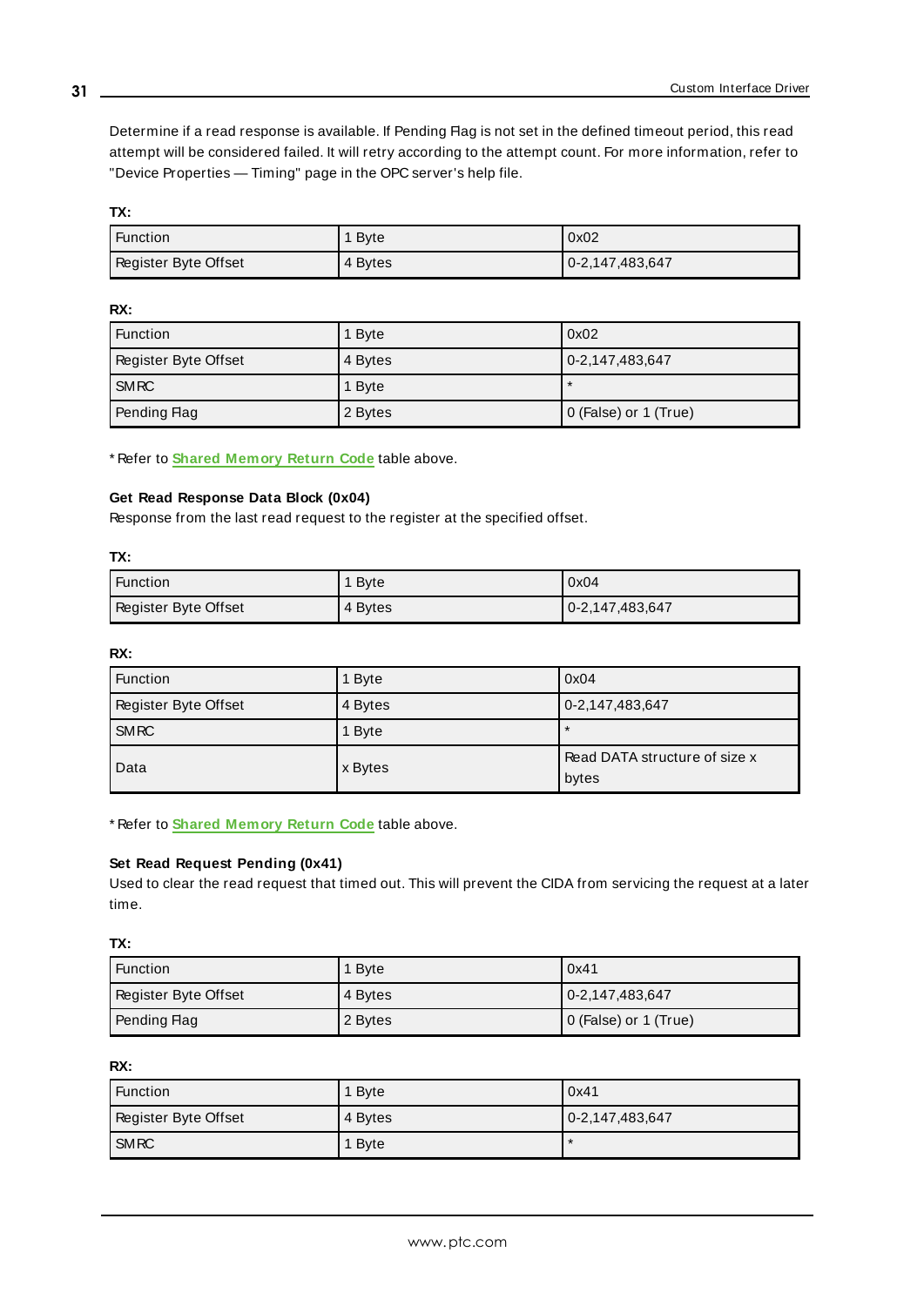Determine if a read response is available. If Pending Flag is not set in the defined timeout period, this read attempt will be considered failed. It will retry according to the attempt count. For more information, refer to "Device Properties — Timing" page in the OPC server's help file.

**TX:**

| Function | 1 Byte | 0x02 |
|---|---|---|
| Register Byte Offset | 4 Bytes | 0-2,147,483,647 |

**RX:**

| Function | 1 Byte | 0x02 |
|---|---|---|
| Register Byte Offset | 4 Bytes | 0-2,147,483,647 |
| SMRC | 1 Byte | * |
| Pending Flag | 2 Bytes | 0 (False) or 1 (True) |

* Refer to **Shared Memory Return Code** table above.

**Get Read Response Data Block (0x04)**

Response from the last read request to the register at the specified offset.

**TX:**

| Function | 1 Byte | 0x04 |
|---|---|---|
| Register Byte Offset | 4 Bytes | 0-2,147,483,647 |

**RX:**

| Function | 1 Byte | 0x04 |
|---|---|---|
| Register Byte Offset | 4 Bytes | 0-2,147,483,647 |
| SMRC | 1 Byte | * |
| Data | x Bytes | Read DATA structure of size x bytes |

* Refer to **Shared Memory Return Code** table above.

**Set Read Request Pending (0x41)**

Used to clear the read request that timed out. This will prevent the CIDA from servicing the request at a later time.

**TX:**

| Function | 1 Byte | 0x41 |
|---|---|---|
| Register Byte Offset | 4 Bytes | 0-2,147,483,647 |
| Pending Flag | 2 Bytes | 0 (False) or 1 (True) |

**RX:**

| Function | 1 Byte | 0x41 |
|---|---|---|
| Register Byte Offset | 4 Bytes | 0-2,147,483,647 |
| SMRC | 1 Byte | * |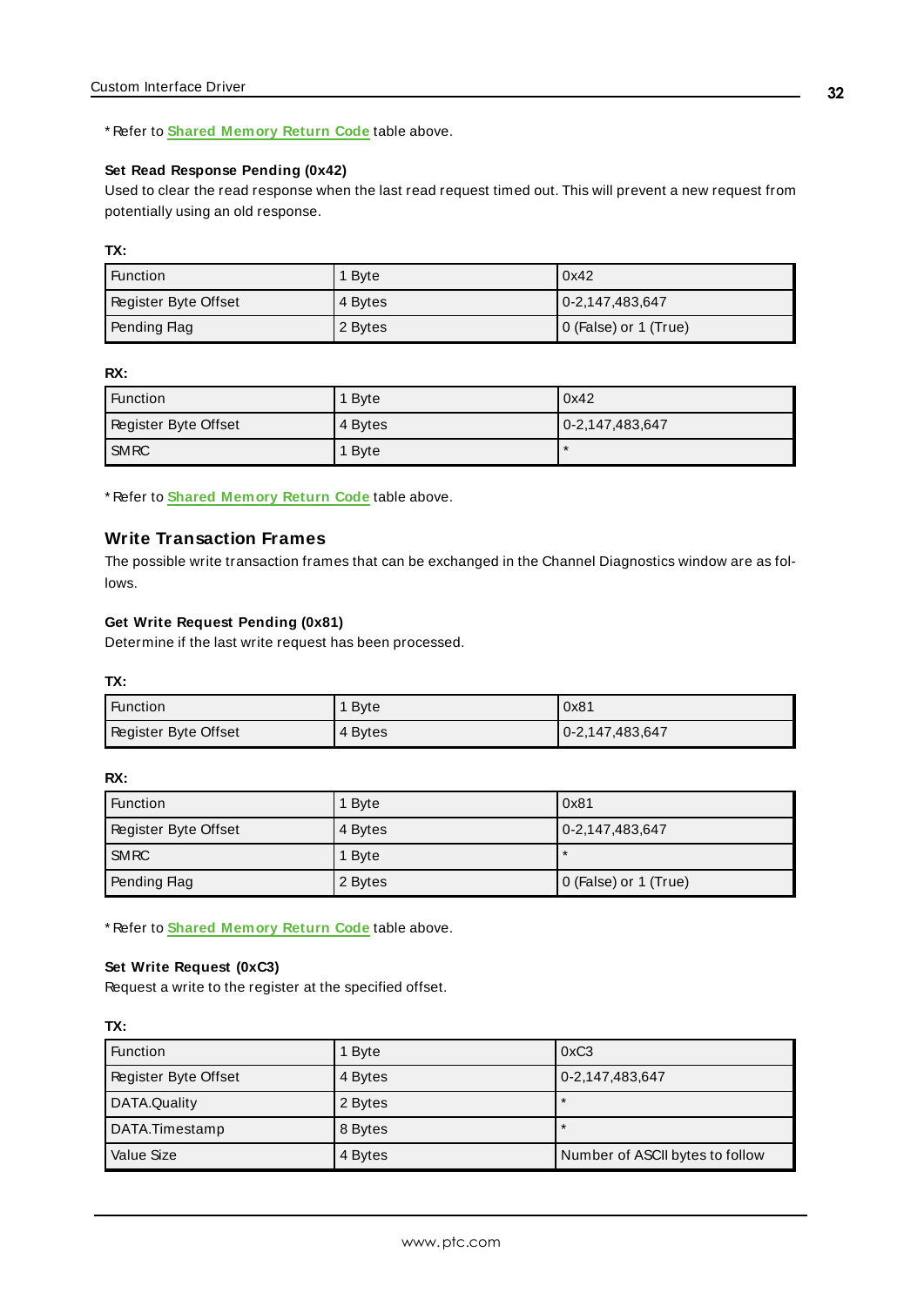* Refer to **Shared Memory Return Code** table above.

#### Set Read Response Pending (0x42)

Used to clear the read response when the last read request timed out. This will prevent a new request from potentially using an old response.

**TX:**

| | | |
|---|---|---|
| Function | 1 Byte | 0x42 |
| Register Byte Offset | 4 Bytes | 0-2,147,483,647 |
| Pending Flag | 2 Bytes | 0 (False) or 1 (True) |

**RX:**

| | | |
|---|---|---|
| Function | 1 Byte | 0x42 |
| Register Byte Offset | 4 Bytes | 0-2,147,483,647 |
| SMRC | 1 Byte | * |

* Refer to **Shared Memory Return Code** table above.

### Write Transaction Frames

The possible write transaction frames that can be exchanged in the Channel Diagnostics window are as follows.

#### Get Write Request Pending (0x81)

Determine if the last write request has been processed.

**TX:**

| | | |
|---|---|---|
| Function | 1 Byte | 0x81 |
| Register Byte Offset | 4 Bytes | 0-2,147,483,647 |

**RX:**

| | | |
|---|---|---|
| Function | 1 Byte | 0x81 |
| Register Byte Offset | 4 Bytes | 0-2,147,483,647 |
| SMRC | 1 Byte | * |
| Pending Flag | 2 Bytes | 0 (False) or 1 (True) |

* Refer to **Shared Memory Return Code** table above.

#### Set Write Request (0xC3)

Request a write to the register at the specified offset.

**TX:**

| | | |
|---|---|---|
| Function | 1 Byte | 0xC3 |
| Register Byte Offset | 4 Bytes | 0-2,147,483,647 |
| DATA.Quality | 2 Bytes | * |
| DATA.Timestamp | 8 Bytes | * |
| Value Size | 4 Bytes | Number of ASCII bytes to follow |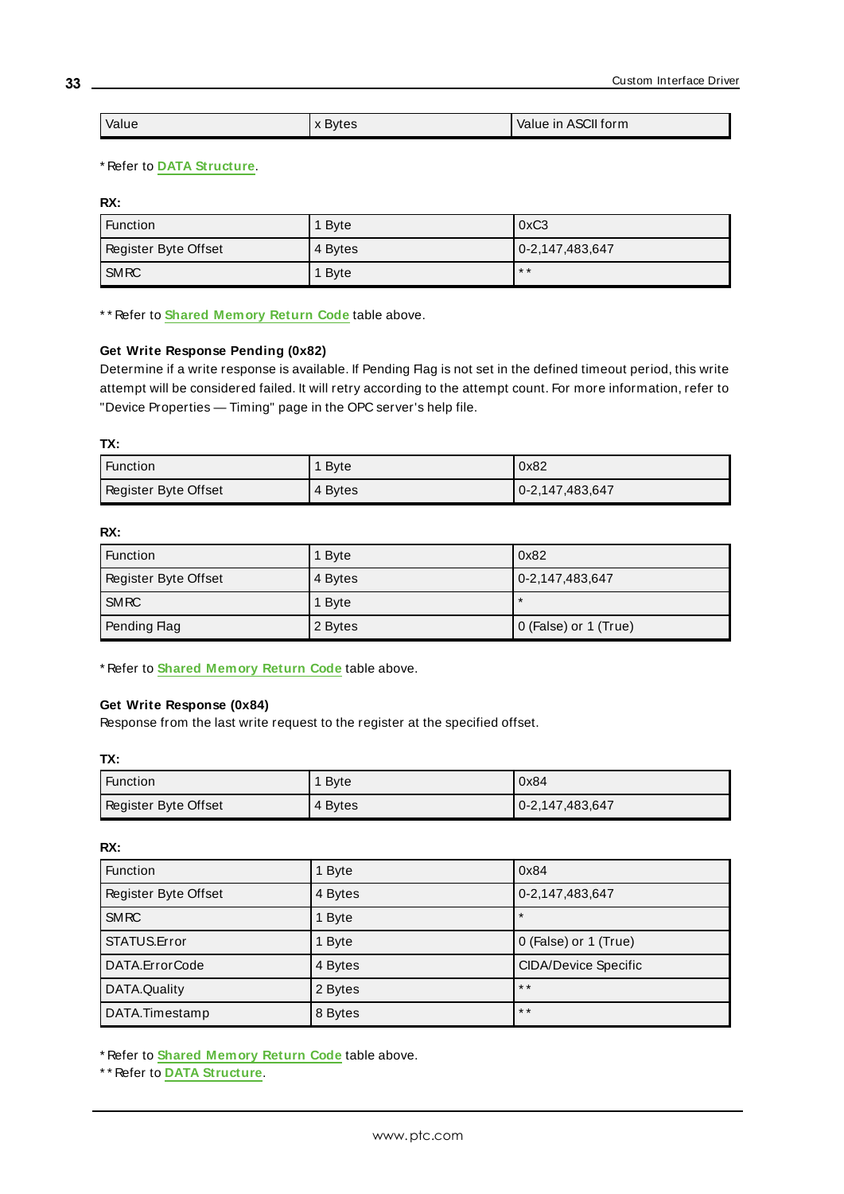| Value | x Bytes | Value in ASCII form |
|---|---|---|

* Refer to **DATA Structure**.

**RX:**

| Function | 1 Byte | 0xC3 |
|---|---|---|
| Register Byte Offset | 4 Bytes | 0-2,147,483,647 |
| SMRC | 1 Byte | ** |

** Refer to **Shared Memory Return Code** table above.

**Get Write Response Pending (0x82)**

Determine if a write response is available. If Pending Flag is not set in the defined timeout period, this write attempt will be considered failed. It will retry according to the attempt count. For more information, refer to "Device Properties — Timing" page in the OPC server's help file.

**TX:**

| Function | 1 Byte | 0x82 |
|---|---|---|
| Register Byte Offset | 4 Bytes | 0-2,147,483,647 |

**RX:**

| Function | 1 Byte | 0x82 |
|---|---|---|
| Register Byte Offset | 4 Bytes | 0-2,147,483,647 |
| SMRC | 1 Byte | * |
| Pending Flag | 2 Bytes | 0 (False) or 1 (True) |

* Refer to **Shared Memory Return Code** table above.

**Get Write Response (0x84)**

Response from the last write request to the register at the specified offset.

**TX:**

| Function | 1 Byte | 0x84 |
|---|---|---|
| Register Byte Offset | 4 Bytes | 0-2,147,483,647 |

**RX:**

| Function | 1 Byte | 0x84 |
|---|---|---|
| Register Byte Offset | 4 Bytes | 0-2,147,483,647 |
| SMRC | 1 Byte | * |
| STATUS.Error | 1 Byte | 0 (False) or 1 (True) |
| DATA.ErrorCode | 4 Bytes | CIDA/Device Specific |
| DATA.Quality | 2 Bytes | ** |
| DATA.Timestamp | 8 Bytes | ** |

* Refer to **Shared Memory Return Code** table above.
** Refer to **DATA Structure**.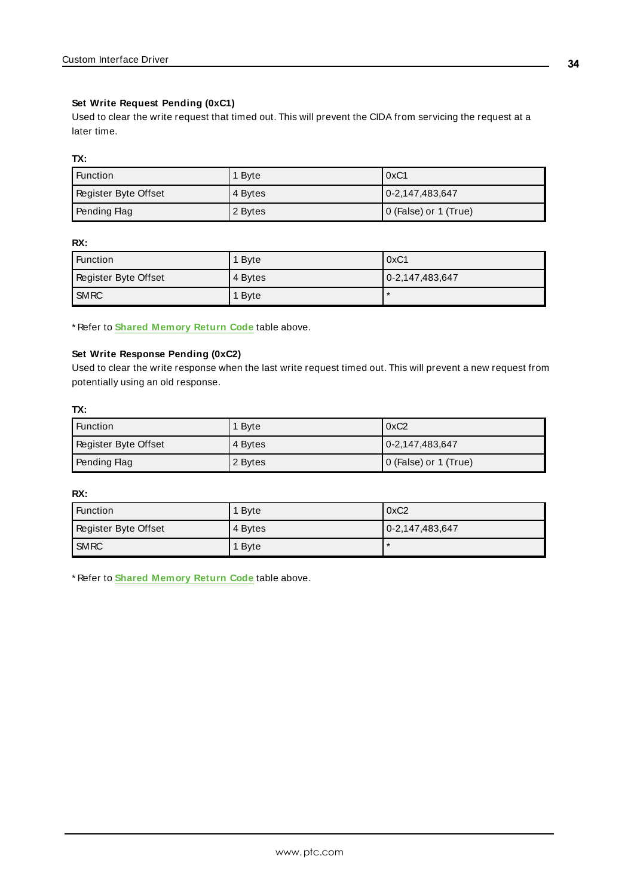### Set Write Request Pending (0xC1)

Used to clear the write request that timed out. This will prevent the CIDA from servicing the request at a later time.

**TX:**

| Function | 1 Byte | 0xC1 |
|---|---|---|
| Register Byte Offset | 4 Bytes | 0-2,147,483,647 |
| Pending Flag | 2 Bytes | 0 (False) or 1 (True) |

**RX:**

| Function | 1 Byte | 0xC1 |
|---|---|---|
| Register Byte Offset | 4 Bytes | 0-2,147,483,647 |
| SMRC | 1 Byte | * |

* Refer to **Shared Memory Return Code** table above.

### Set Write Response Pending (0xC2)

Used to clear the write response when the last write request timed out. This will prevent a new request from potentially using an old response.

**TX:**

| Function | 1 Byte | 0xC2 |
|---|---|---|
| Register Byte Offset | 4 Bytes | 0-2,147,483,647 |
| Pending Flag | 2 Bytes | 0 (False) or 1 (True) |

**RX:**

| Function | 1 Byte | 0xC2 |
|---|---|---|
| Register Byte Offset | 4 Bytes | 0-2,147,483,647 |
| SMRC | 1 Byte | * |

* Refer to **Shared Memory Return Code** table above.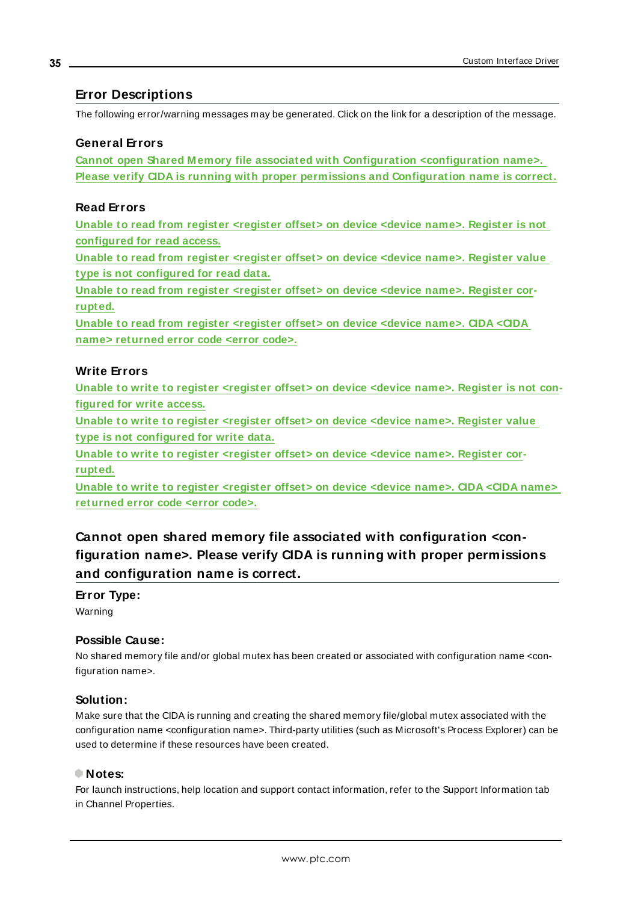## Error Descriptions

The following error/warning messages may be generated. Click on the link for a description of the message.

### General Errors

Cannot open Shared Memory file associated with Configuration <configuration name>. Please verify CIDA is running with proper permissions and Configuration name is correct.

### Read Errors

Unable to read from register <register offset> on device <device name>. Register is not configured for read access.

Unable to read from register <register offset> on device <device name>. Register value type is not configured for read data.

Unable to read from register <register offset> on device <device name>. Register corrupted.

Unable to read from register <register offset> on device <device name>. CIDA <CIDA name> returned error code <error code>.

### Write Errors

Unable to write to register <register offset> on device <device name>. Register is not configured for write access.

Unable to write to register <register offset> on device <device name>. Register value type is not configured for write data.

Unable to write to register <register offset> on device <device name>. Register corrupted.

Unable to write to register <register offset> on device <device name>. CIDA <CIDA name> returned error code <error code>.

## Cannot open shared memory file associated with configuration <configuration name>. Please verify CIDA is running with proper permissions and configuration name is correct.

### Error Type:

Warning

### Possible Cause:

No shared memory file and/or global mutex has been created or associated with configuration name <configuration name>.

### Solution:

Make sure that the CIDA is running and creating the shared memory file/global mutex associated with the configuration name <configuration name>. Third-party utilities (such as Microsoft's Process Explorer) can be used to determine if these resources have been created.

### Notes:

For launch instructions, help location and support contact information, refer to the Support Information tab in Channel Properties.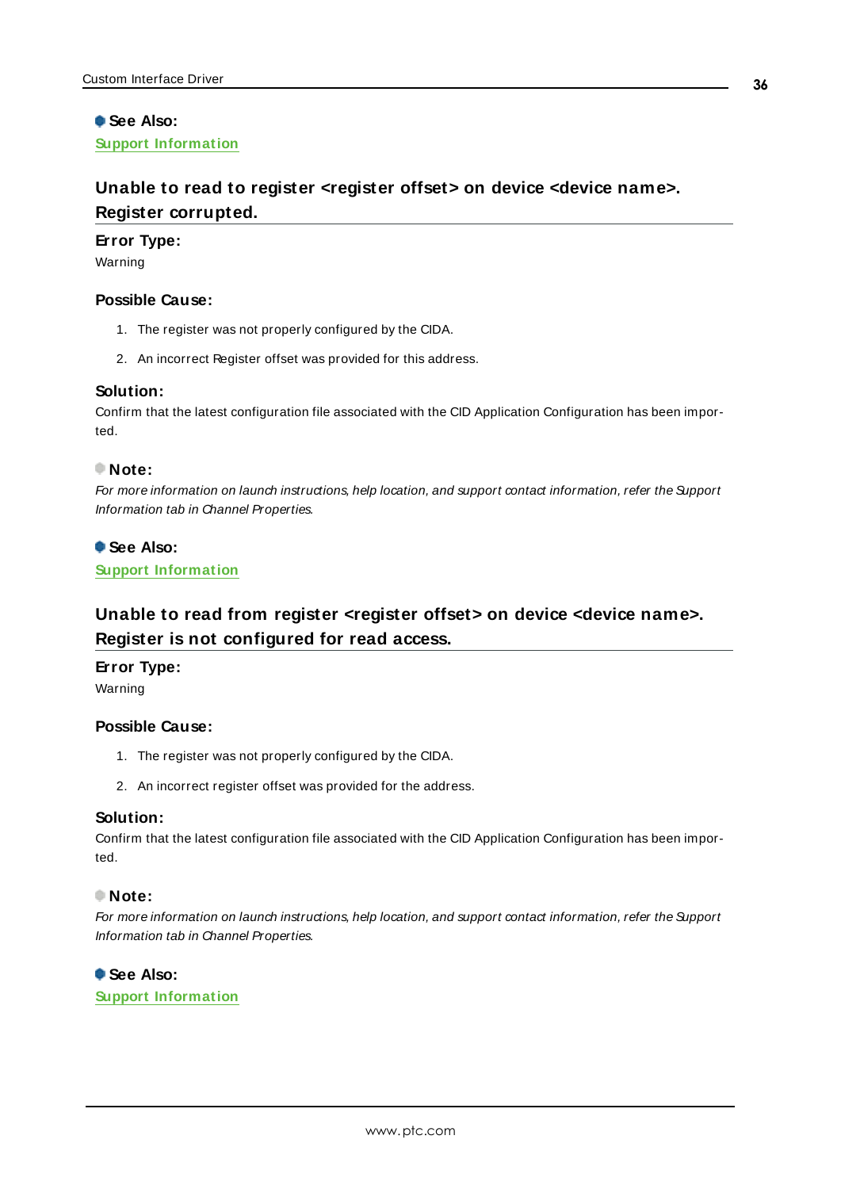**See Also:**
Support Information

## Unable to read to register <register offset> on device <device name>. Register corrupted.

**Error Type:**
Warning

**Possible Cause:**

1. The register was not properly configured by the CIDA.
2. An incorrect Register offset was provided for this address.

**Solution:**
Confirm that the latest configuration file associated with the CID Application Configuration has been imported.

**Note:**
*For more information on launch instructions, help location, and support contact information, refer the Support Information tab in Channel Properties.*

**See Also:**
Support Information

## Unable to read from register <register offset> on device <device name>. Register is not configured for read access.

**Error Type:**
Warning

**Possible Cause:**

1. The register was not properly configured by the CIDA.
2. An incorrect register offset was provided for the address.

**Solution:**
Confirm that the latest configuration file associated with the CID Application Configuration has been imported.

**Note:**
*For more information on launch instructions, help location, and support contact information, refer the Support Information tab in Channel Properties.*

**See Also:**
Support Information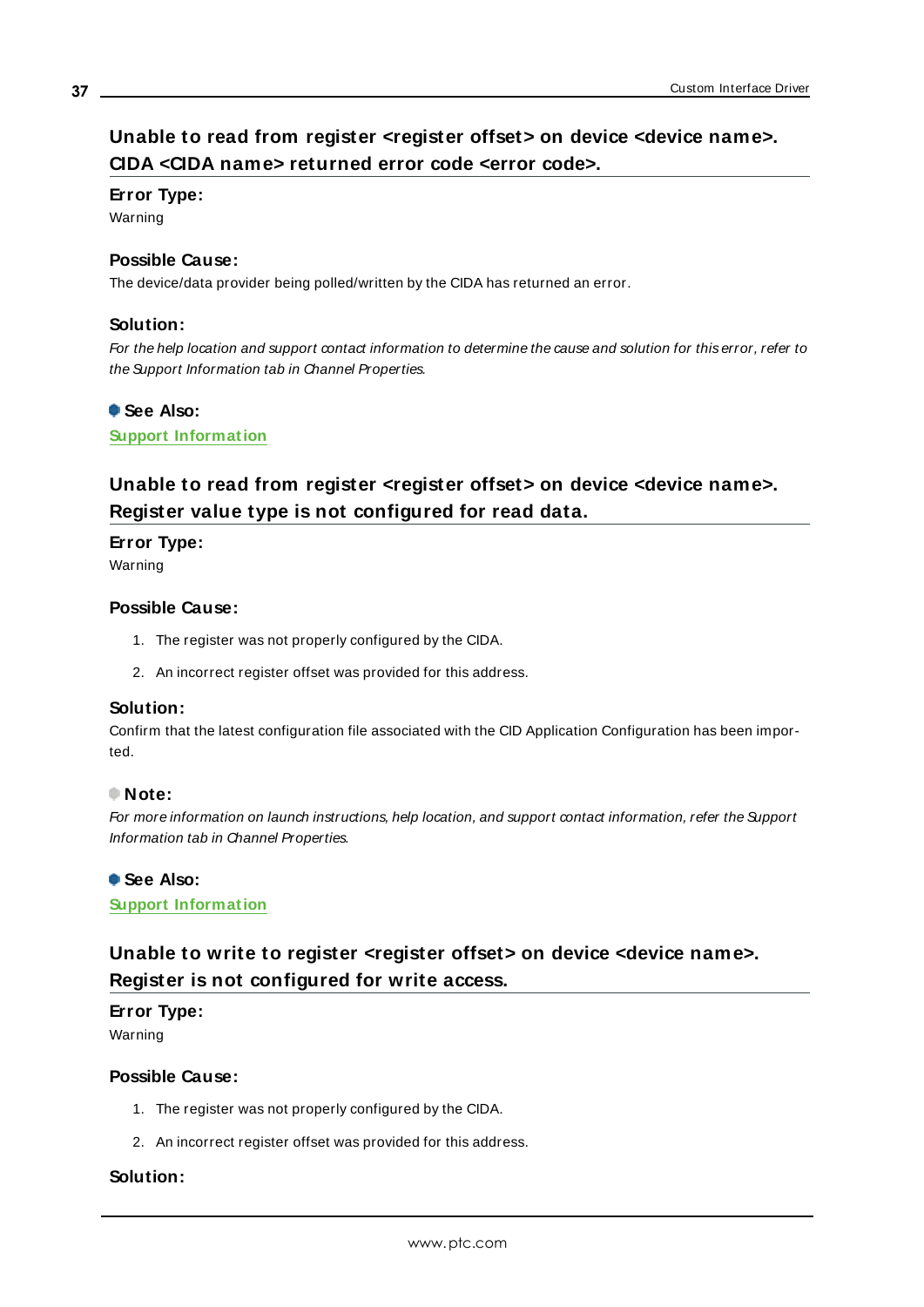## Unable to read from register <register offset> on device <device name>. CIDA <CIDA name> returned error code <error code>.

**Error Type:**

Warning

**Possible Cause:**

The device/data provider being polled/written by the CIDA has returned an error.

**Solution:**

*For the help location and support contact information to determine the cause and solution for this error, refer to the Support Information tab in Channel Properties.*

**See Also:**

**Support Information**

## Unable to read from register <register offset> on device <device name>. Register value type is not configured for read data.

**Error Type:**

Warning

**Possible Cause:**

1. The register was not properly configured by the CIDA.
2. An incorrect register offset was provided for this address.

**Solution:**

Confirm that the latest configuration file associated with the CID Application Configuration has been imported.

**Note:**

*For more information on launch instructions, help location, and support contact information, refer the Support Information tab in Channel Properties.*

**See Also:**

**Support Information**

## Unable to write to register <register offset> on device <device name>. Register is not configured for write access.

**Error Type:**

Warning

**Possible Cause:**

1. The register was not properly configured by the CIDA.
2. An incorrect register offset was provided for this address.

**Solution:**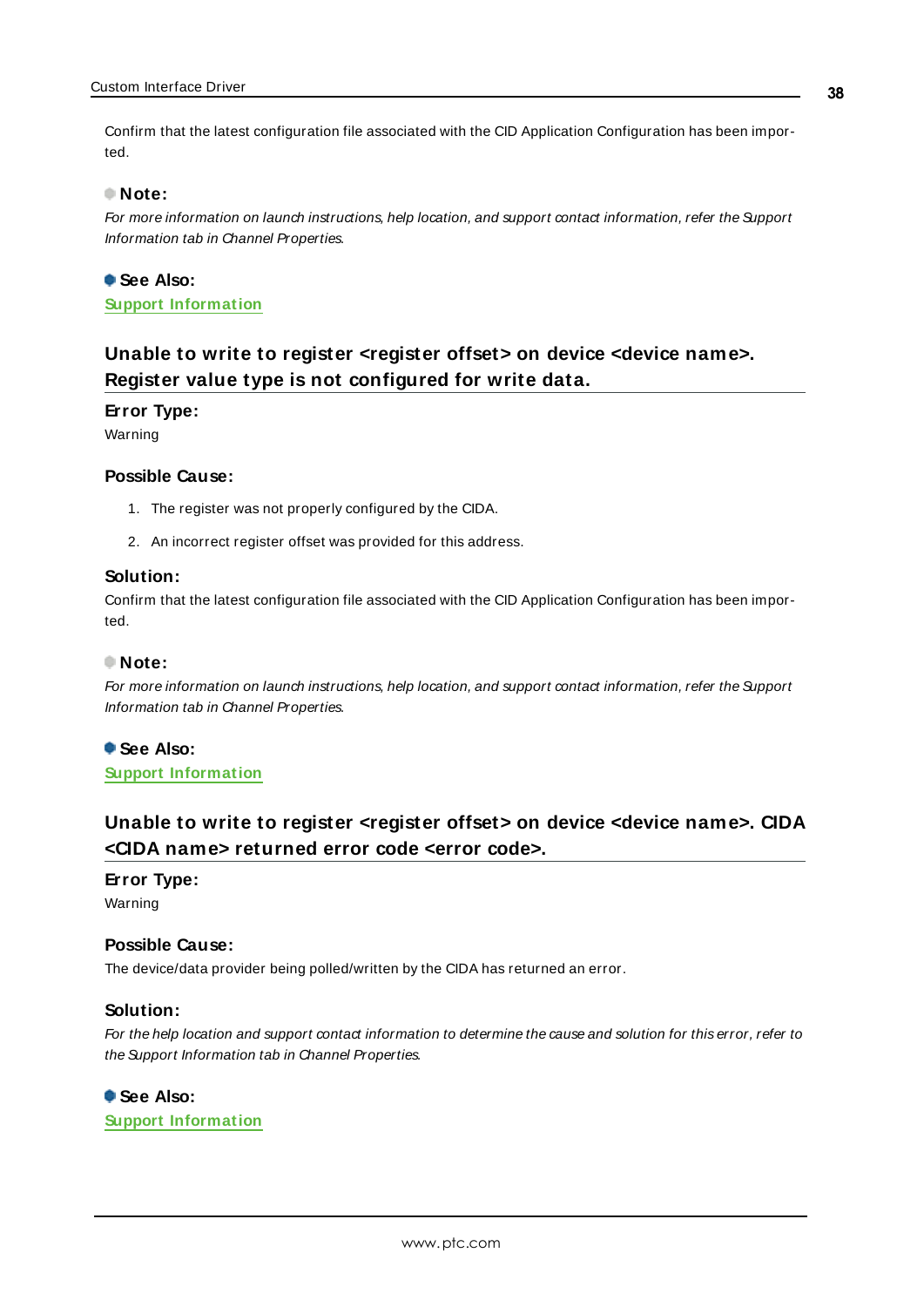Confirm that the latest configuration file associated with the CID Application Configuration has been imported.

**Note:**

*For more information on launch instructions, help location, and support contact information, refer the Support Information tab in Channel Properties.*

**See Also:**

**Support Information**

## Unable to write to register <register offset> on device <device name>. Register value type is not configured for write data.

**Error Type:**

Warning

**Possible Cause:**

1. The register was not properly configured by the CIDA.
2. An incorrect register offset was provided for this address.

**Solution:**

Confirm that the latest configuration file associated with the CID Application Configuration has been imported.

**Note:**

*For more information on launch instructions, help location, and support contact information, refer the Support Information tab in Channel Properties.*

**See Also:**

**Support Information**

## Unable to write to register <register offset> on device <device name>. CIDA <CIDA name> returned error code <error code>.

**Error Type:**

Warning

**Possible Cause:**

The device/data provider being polled/written by the CIDA has returned an error.

**Solution:**

*For the help location and support contact information to determine the cause and solution for this error, refer to the Support Information tab in Channel Properties.*

**See Also:**

**Support Information**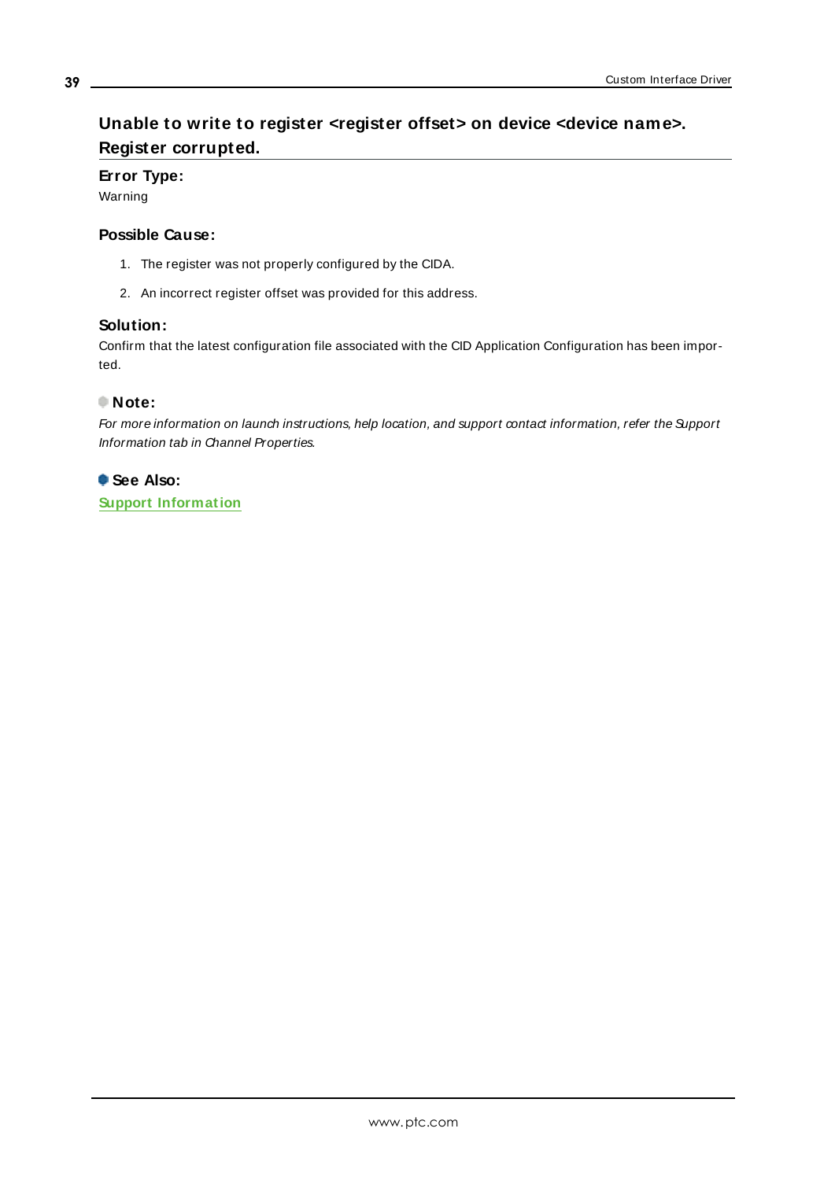## Unable to write to register <register offset> on device <device name>. Register corrupted.

**Error Type:**

Warning

**Possible Cause:**

1. The register was not properly configured by the CIDA.
2. An incorrect register offset was provided for this address.

**Solution:**

Confirm that the latest configuration file associated with the CID Application Configuration has been imported.

**Note:**

*For more information on launch instructions, help location, and support contact information, refer the Support Information tab in Channel Properties.*

**See Also:**

**Support Information**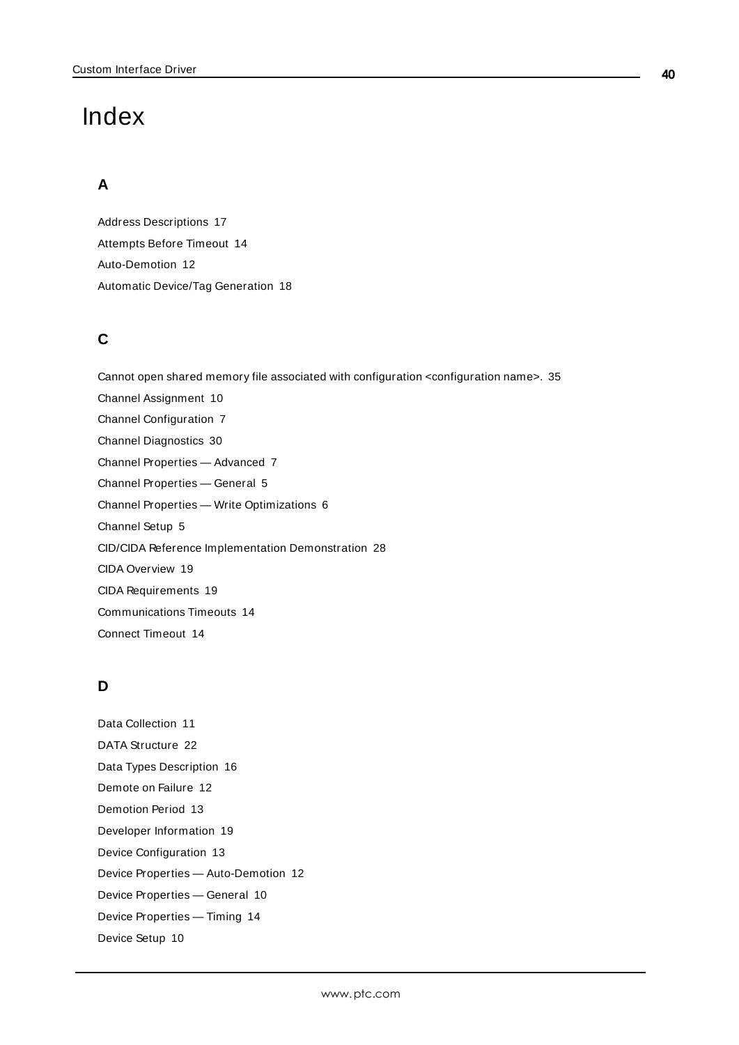# Index

## A

Address Descriptions 17

Attempts Before Timeout 14

Auto-Demotion 12

Automatic Device/Tag Generation 18

## C

Cannot open shared memory file associated with configuration <configuration name>. 35

Channel Assignment 10

Channel Configuration 7

Channel Diagnostics 30

Channel Properties — Advanced 7

Channel Properties — General 5

Channel Properties — Write Optimizations 6

Channel Setup 5

CID/CIDA Reference Implementation Demonstration 28

CIDA Overview 19

CIDA Requirements 19

Communications Timeouts 14

Connect Timeout 14

## D

Data Collection 11

DATA Structure 22

Data Types Description 16

Demote on Failure 12

Demotion Period 13

Developer Information 19

Device Configuration 13

Device Properties — Auto-Demotion 12

Device Properties — General 10

Device Properties — Timing 14

Device Setup 10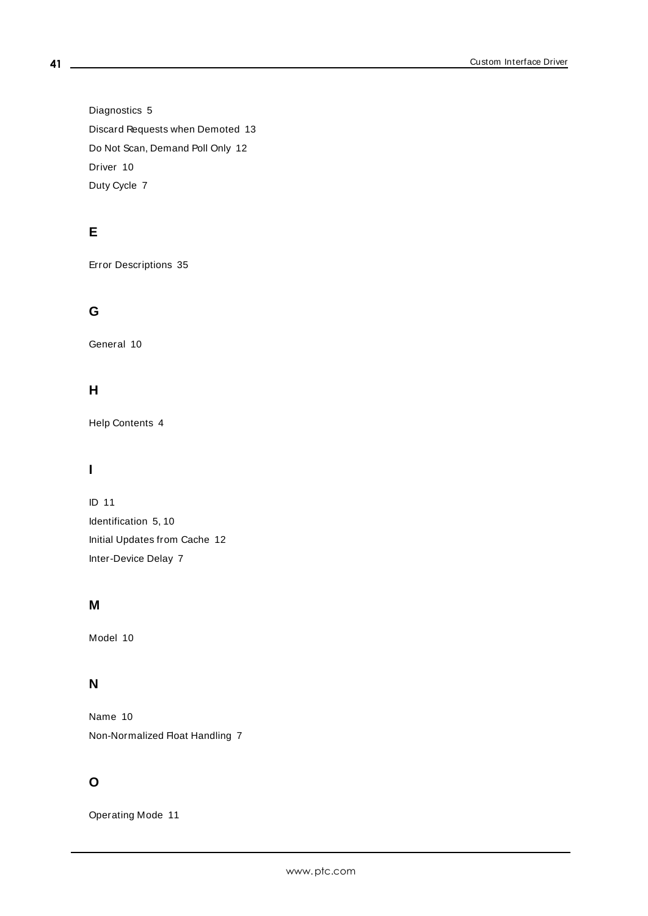Diagnostics 5

Discard Requests when Demoted 13

Do Not Scan, Demand Poll Only 12

Driver 10

Duty Cycle 7

## E

Error Descriptions 35

## G

General 10

## H

Help Contents 4

## I

ID 11

Identification 5, 10

Initial Updates from Cache 12

Inter-Device Delay 7

## M

Model 10

## N

Name 10

Non-Normalized Float Handling 7

## O

Operating Mode 11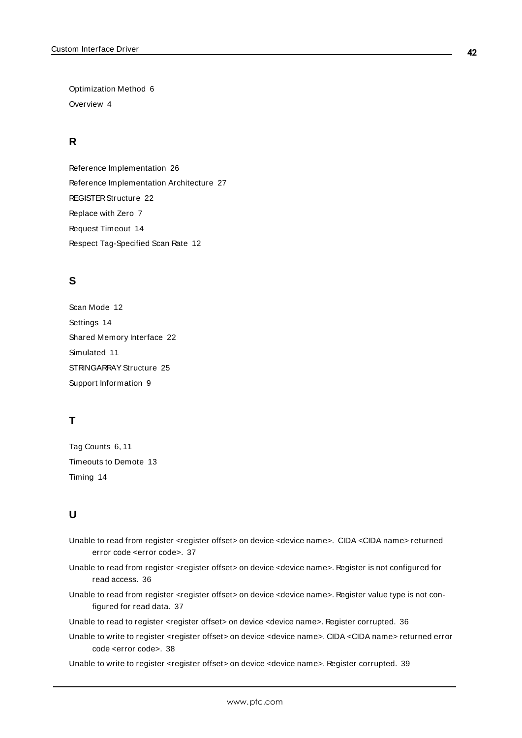Optimization Method 6

Overview 4

## R

Reference Implementation 26

Reference Implementation Architecture 27

REGISTER Structure 22

Replace with Zero 7

Request Timeout 14

Respect Tag-Specified Scan Rate 12

## S

Scan Mode 12

Settings 14

Shared Memory Interface 22

Simulated 11

STRINGARRAY Structure 25

Support Information 9

## T

Tag Counts 6, 11

Timeouts to Demote 13

Timing 14

## U

Unable to read from register <register offset> on device <device name>. CIDA <CIDA name> returned error code <error code>. 37

Unable to read from register <register offset> on device <device name>. Register is not configured for read access. 36

Unable to read from register <register offset> on device <device name>. Register value type is not configured for read data. 37

Unable to read to register <register offset> on device <device name>. Register corrupted. 36

Unable to write to register <register offset> on device <device name>. CIDA <CIDA name> returned error code <error code>. 38

Unable to write to register <register offset> on device <device name>. Register corrupted. 39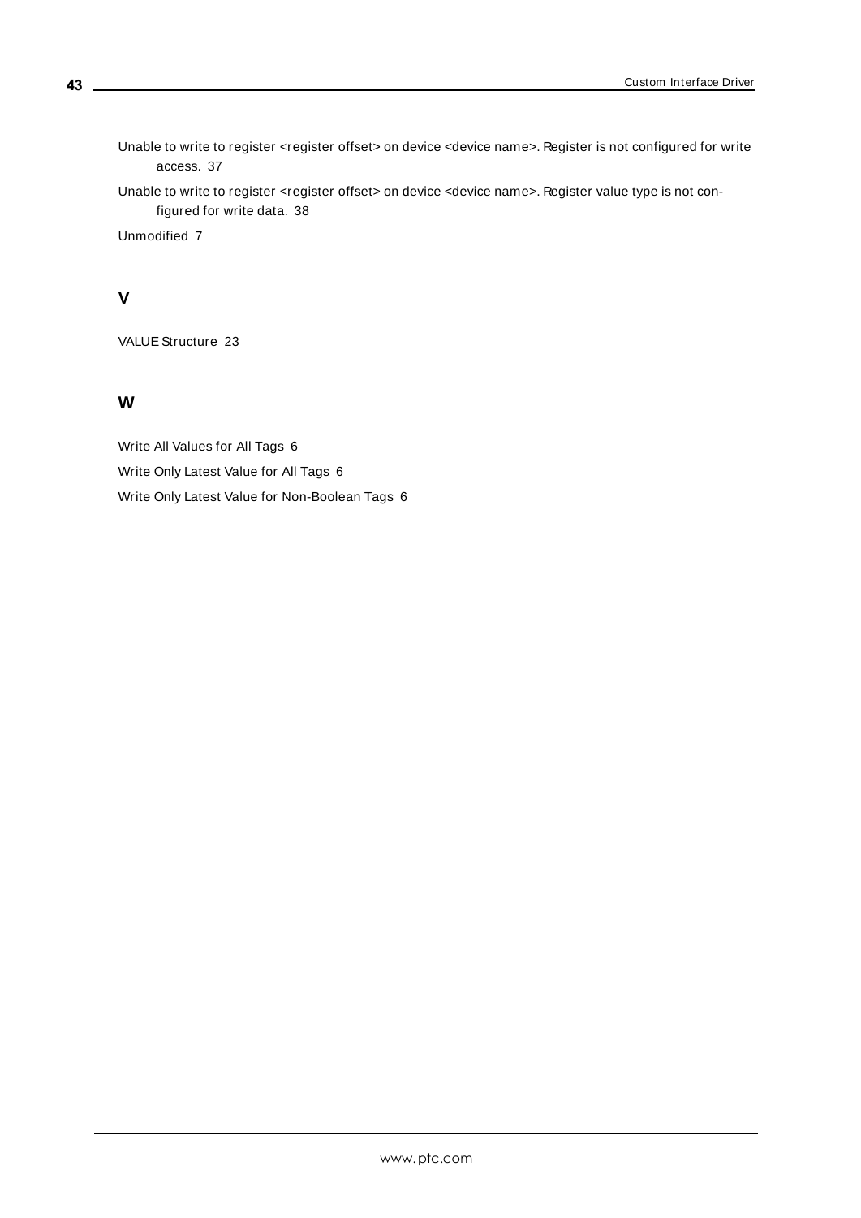Unable to write to register <register offset> on device <device name>. Register is not configured for write access. 37

Unable to write to register <register offset> on device <device name>. Register value type is not configured for write data. 38

Unmodified 7

## V

VALUE Structure 23

## W

Write All Values for All Tags 6

Write Only Latest Value for All Tags 6

Write Only Latest Value for Non-Boolean Tags 6